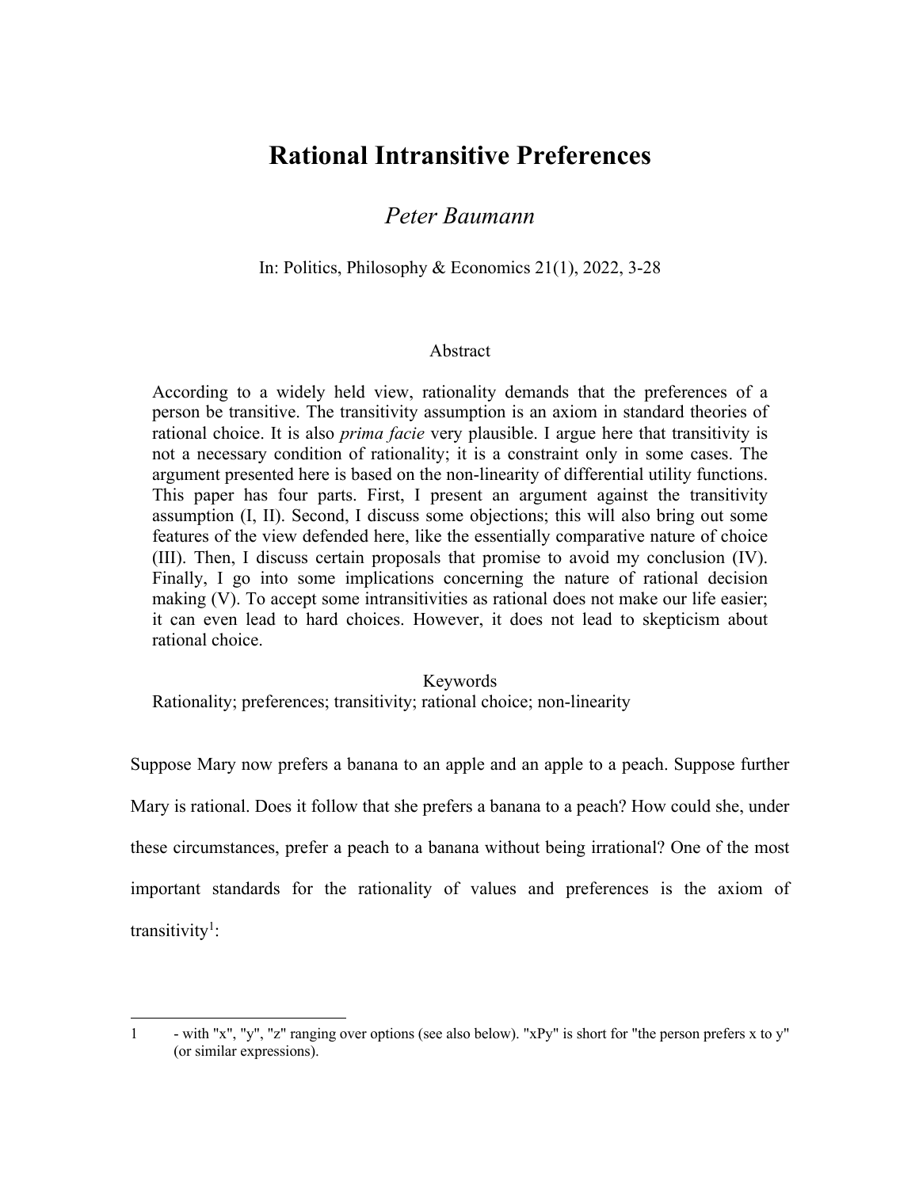# Rational Intransitive Preferences

*Peter Baumann*

In: Politics, Philosophy & Economics 21(1), 2022, 3-28

Abstract

According to a widely held view, rationality demands that the preferences of a person be transitive. The transitivity assumption is an axiom in standard theories of rational choice. It is also *prima facie* very plausible. I argue here that transitivity is not a necessary condition of rationality; it is a constraint only in some cases. The argument presented here is based on the non-linearity of differential utility functions. This paper has four parts. First, I present an argument against the transitivity assumption (I, II). Second, I discuss some objections; this will also bring out some features of the view defended here, like the essentially comparative nature of choice (III). Then, I discuss certain proposals that promise to avoid my conclusion (IV). Finally, I go into some implications concerning the nature of rational decision making (V). To accept some intransitivities as rational does not make our life easier; it can even lead to hard choices. However, it does not lead to skepticism about rational choice.

Keywords

Rationality; preferences; transitivity; rational choice; non-linearity

Suppose Mary now prefers a banana to an apple and an apple to a peach. Suppose further Mary is rational. Does it follow that she prefers a banana to a peach? How could she, under these circumstances, prefer a peach to a banana without being irrational? One of the most important standards for the rationality of values and preferences is the axiom of transitivity[1]:

---

[1] - with "x", "y", "z" ranging over options (see also below). "xPy" is short for "the person prefers x to y" (or similar expressions).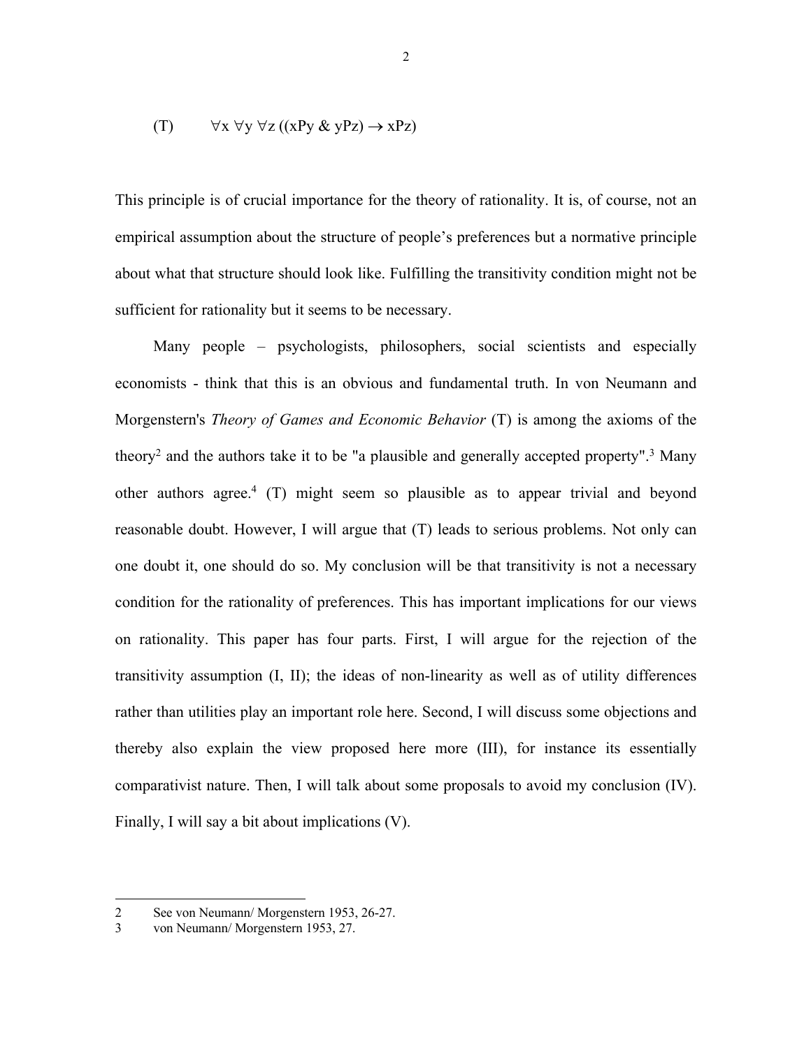(T) $\forall x\ \forall y\ \forall z\ ((xPy\ \&\ yPz) \rightarrow xPz)$

This principle is of crucial importance for the theory of rationality. It is, of course, not an empirical assumption about the structure of people's preferences but a normative principle about what that structure should look like. Fulfilling the transitivity condition might not be sufficient for rationality but it seems to be necessary.

Many people – psychologists, philosophers, social scientists and especially economists - think that this is an obvious and fundamental truth. In von Neumann and Morgenstern's *Theory of Games and Economic Behavior* (T) is among the axioms of the theory[2] and the authors take it to be "a plausible and generally accepted property".[3] Many other authors agree.[4] (T) might seem so plausible as to appear trivial and beyond reasonable doubt. However, I will argue that (T) leads to serious problems. Not only can one doubt it, one should do so. My conclusion will be that transitivity is not a necessary condition for the rationality of preferences. This has important implications for our views on rationality. This paper has four parts. First, I will argue for the rejection of the transitivity assumption (I, II); the ideas of non-linearity as well as of utility differences rather than utilities play an important role here. Second, I will discuss some objections and thereby also explain the view proposed here more (III), for instance its essentially comparativist nature. Then, I will talk about some proposals to avoid my conclusion (IV). Finally, I will say a bit about implications (V).

---

2 See von Neumann/ Morgenstern 1953, 26-27.

3 von Neumann/ Morgenstern 1953, 27.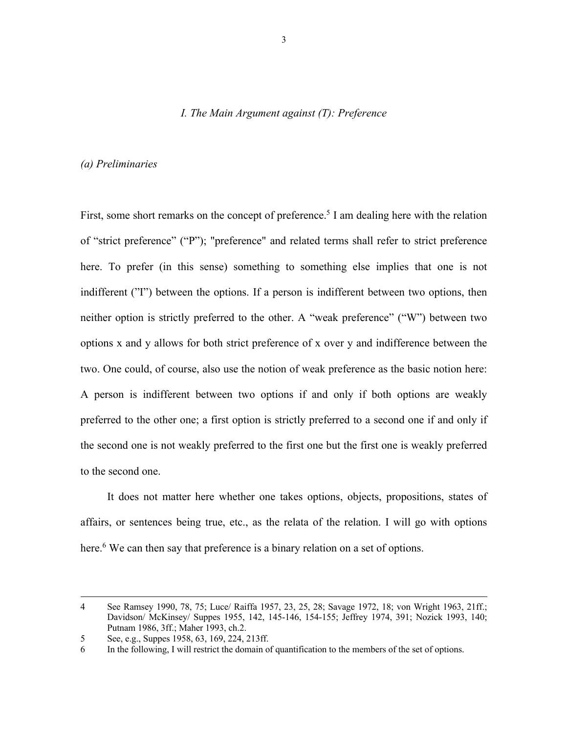*I. The Main Argument against (T): Preference*

*(a) Preliminaries*

First, some short remarks on the concept of preference.[5] I am dealing here with the relation of "strict preference" ("P"); "preference" and related terms shall refer to strict preference here. To prefer (in this sense) something to something else implies that one is not indifferent ("I") between the options. If a person is indifferent between two options, then neither option is strictly preferred to the other. A "weak preference" ("W") between two options x and y allows for both strict preference of x over y and indifference between the two. One could, of course, also use the notion of weak preference as the basic notion here: A person is indifferent between two options if and only if both options are weakly preferred to the other one; a first option is strictly preferred to a second one if and only if the second one is not weakly preferred to the first one but the first one is weakly preferred to the second one.

It does not matter here whether one takes options, objects, propositions, states of affairs, or sentences being true, etc., as the relata of the relation. I will go with options here.[6] We can then say that preference is a binary relation on a set of options.

---

4 See Ramsey 1990, 78, 75; Luce/ Raiffa 1957, 23, 25, 28; Savage 1972, 18; von Wright 1963, 21ff.; Davidson/ McKinsey/ Suppes 1955, 142, 145-146, 154-155; Jeffrey 1974, 391; Nozick 1993, 140; Putnam 1986, 3ff.; Maher 1993, ch.2.

5 See, e.g., Suppes 1958, 63, 169, 224, 213ff.

6 In the following, I will restrict the domain of quantification to the members of the set of options.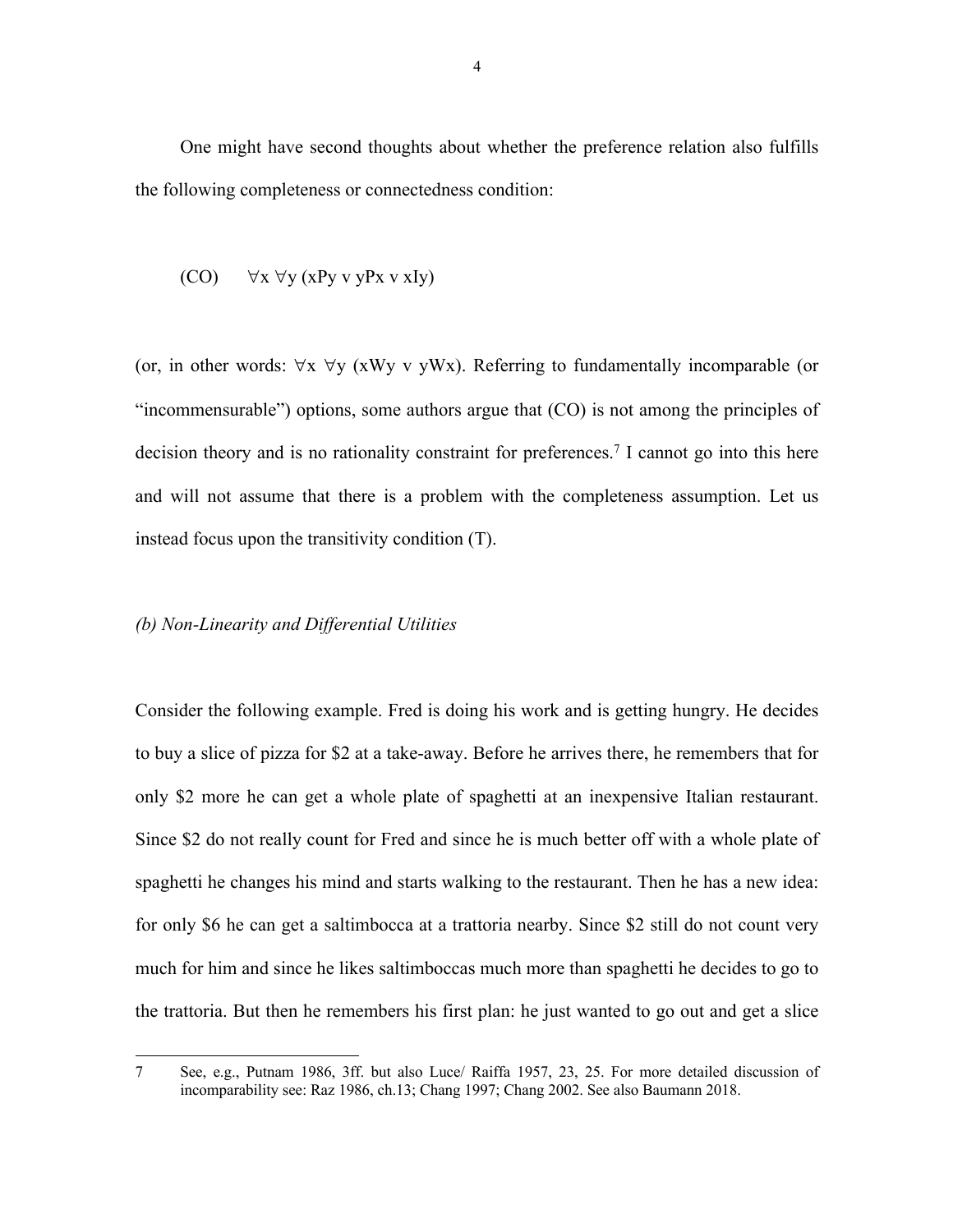One might have second thoughts about whether the preference relation also fulfills the following completeness or connectedness condition:

(CO) $\forall x \; \forall y \; (xPy \vee yPx \vee xIy)$

(or, in other words: $\forall x \; \forall y \; (xWy \vee yWx)$. Referring to fundamentally incomparable (or "incommensurable") options, some authors argue that (CO) is not among the principles of decision theory and is no rationality constraint for preferences.[7] I cannot go into this here and will not assume that there is a problem with the completeness assumption. Let us instead focus upon the transitivity condition (T).

### *(b) Non-Linearity and Differential Utilities*

Consider the following example. Fred is doing his work and is getting hungry. He decides to buy a slice of pizza for $2 at a take-away. Before he arrives there, he remembers that for only $2 more he can get a whole plate of spaghetti at an inexpensive Italian restaurant. Since $2 do not really count for Fred and since he is much better off with a whole plate of spaghetti he changes his mind and starts walking to the restaurant. Then he has a new idea: for only $6 he can get a saltimbocca at a trattoria nearby. Since $2 still do not count very much for him and since he likes saltimboccas much more than spaghetti he decides to go to the trattoria. But then he remembers his first plan: he just wanted to go out and get a slice

---

7 See, e.g., Putnam 1986, 3ff. but also Luce/ Raiffa 1957, 23, 25. For more detailed discussion of incomparability see: Raz 1986, ch.13; Chang 1997; Chang 2002. See also Baumann 2018.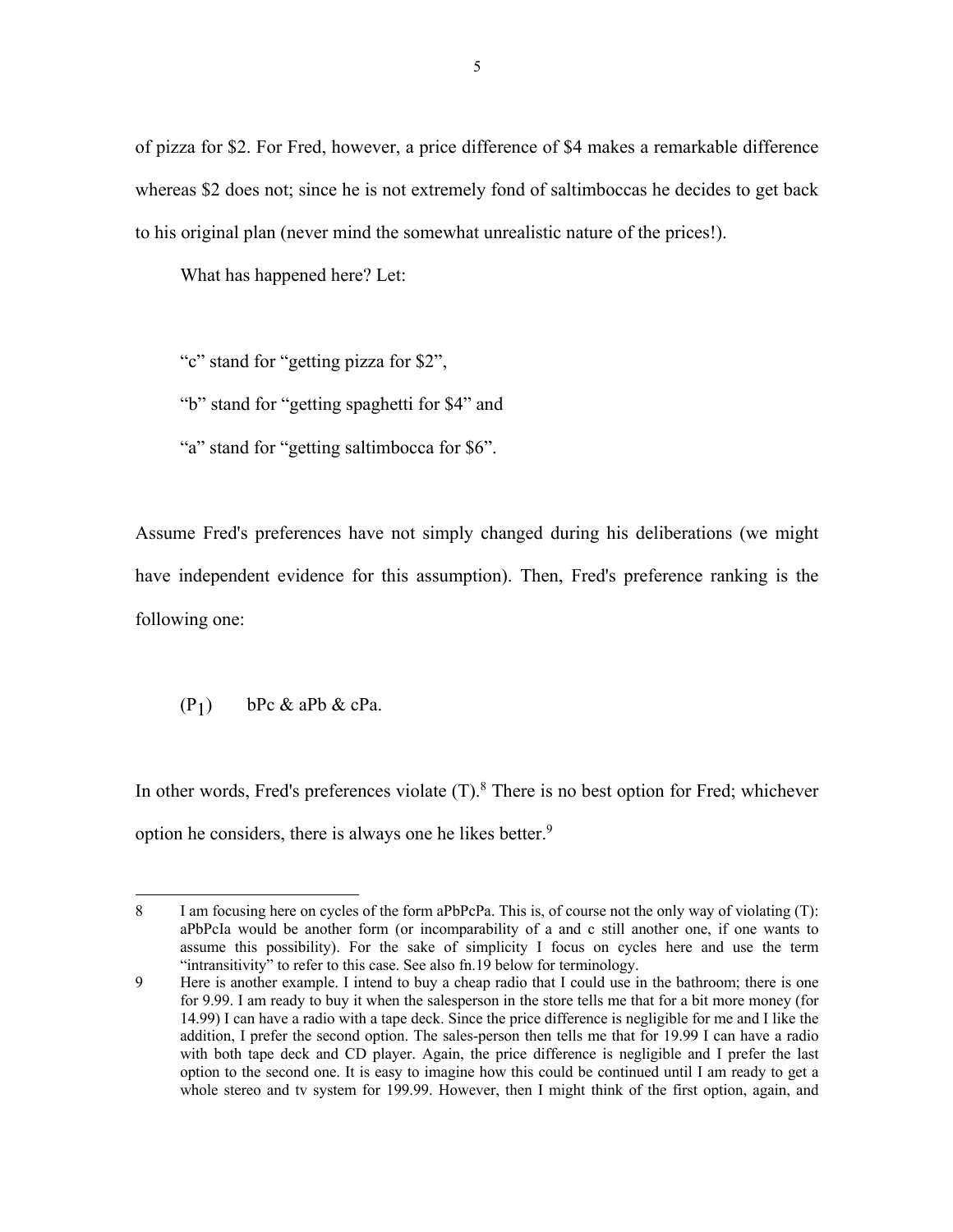of pizza for $2. For Fred, however, a price difference of $4 makes a remarkable difference whereas $2 does not; since he is not extremely fond of saltimboccas he decides to get back to his original plan (never mind the somewhat unrealistic nature of the prices!).

What has happened here? Let:

"c" stand for "getting pizza for $2",

"b" stand for "getting spaghetti for $4" and

"a" stand for "getting saltimbocca for $6".

Assume Fred's preferences have not simply changed during his deliberations (we might have independent evidence for this assumption). Then, Fred's preference ranking is the following one:

($P_1$) bPc & aPb & cPa.

In other words, Fred's preferences violate (T).[8] There is no best option for Fred; whichever option he considers, there is always one he likes better.[9]

---

8 I am focusing here on cycles of the form aPbPcPa. This is, of course not the only way of violating (T): aPbPcIa would be another form (or incomparability of a and c still another one, if one wants to assume this possibility). For the sake of simplicity I focus on cycles here and use the term "intransitivity" to refer to this case. See also fn.19 below for terminology.

9 Here is another example. I intend to buy a cheap radio that I could use in the bathroom; there is one for 9.99. I am ready to buy it when the salesperson in the store tells me that for a bit more money (for 14.99) I can have a radio with a tape deck. Since the price difference is negligible for me and I like the addition, I prefer the second option. The sales-person then tells me that for 19.99 I can have a radio with both tape deck and CD player. Again, the price difference is negligible and I prefer the last option to the second one. It is easy to imagine how this could be continued until I am ready to get a whole stereo and tv system for 199.99. However, then I might think of the first option, again, and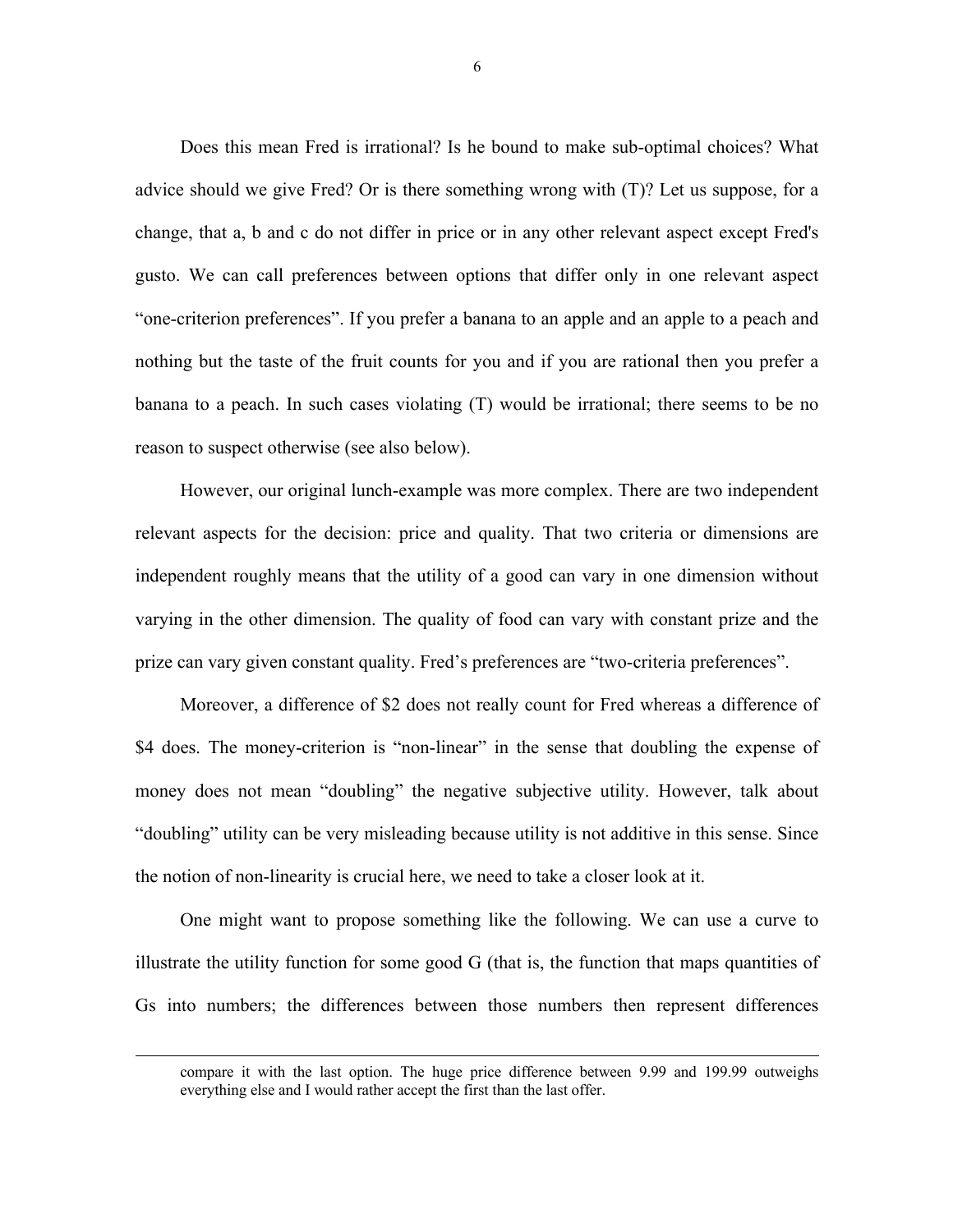Does this mean Fred is irrational? Is he bound to make sub-optimal choices? What advice should we give Fred? Or is there something wrong with (T)? Let us suppose, for a change, that a, b and c do not differ in price or in any other relevant aspect except Fred's gusto. We can call preferences between options that differ only in one relevant aspect "one-criterion preferences". If you prefer a banana to an apple and an apple to a peach and nothing but the taste of the fruit counts for you and if you are rational then you prefer a banana to a peach. In such cases violating (T) would be irrational; there seems to be no reason to suspect otherwise (see also below).

However, our original lunch-example was more complex. There are two independent relevant aspects for the decision: price and quality. That two criteria or dimensions are independent roughly means that the utility of a good can vary in one dimension without varying in the other dimension. The quality of food can vary with constant prize and the prize can vary given constant quality. Fred's preferences are "two-criteria preferences".

Moreover, a difference of $2 does not really count for Fred whereas a difference of $4 does. The money-criterion is "non-linear" in the sense that doubling the expense of money does not mean "doubling" the negative subjective utility. However, talk about "doubling" utility can be very misleading because utility is not additive in this sense. Since the notion of non-linearity is crucial here, we need to take a closer look at it.

One might want to propose something like the following. We can use a curve to illustrate the utility function for some good G (that is, the function that maps quantities of Gs into numbers; the differences between those numbers then represent differences

---

compare it with the last option. The huge price difference between 9.99 and 199.99 outweighs everything else and I would rather accept the first than the last offer.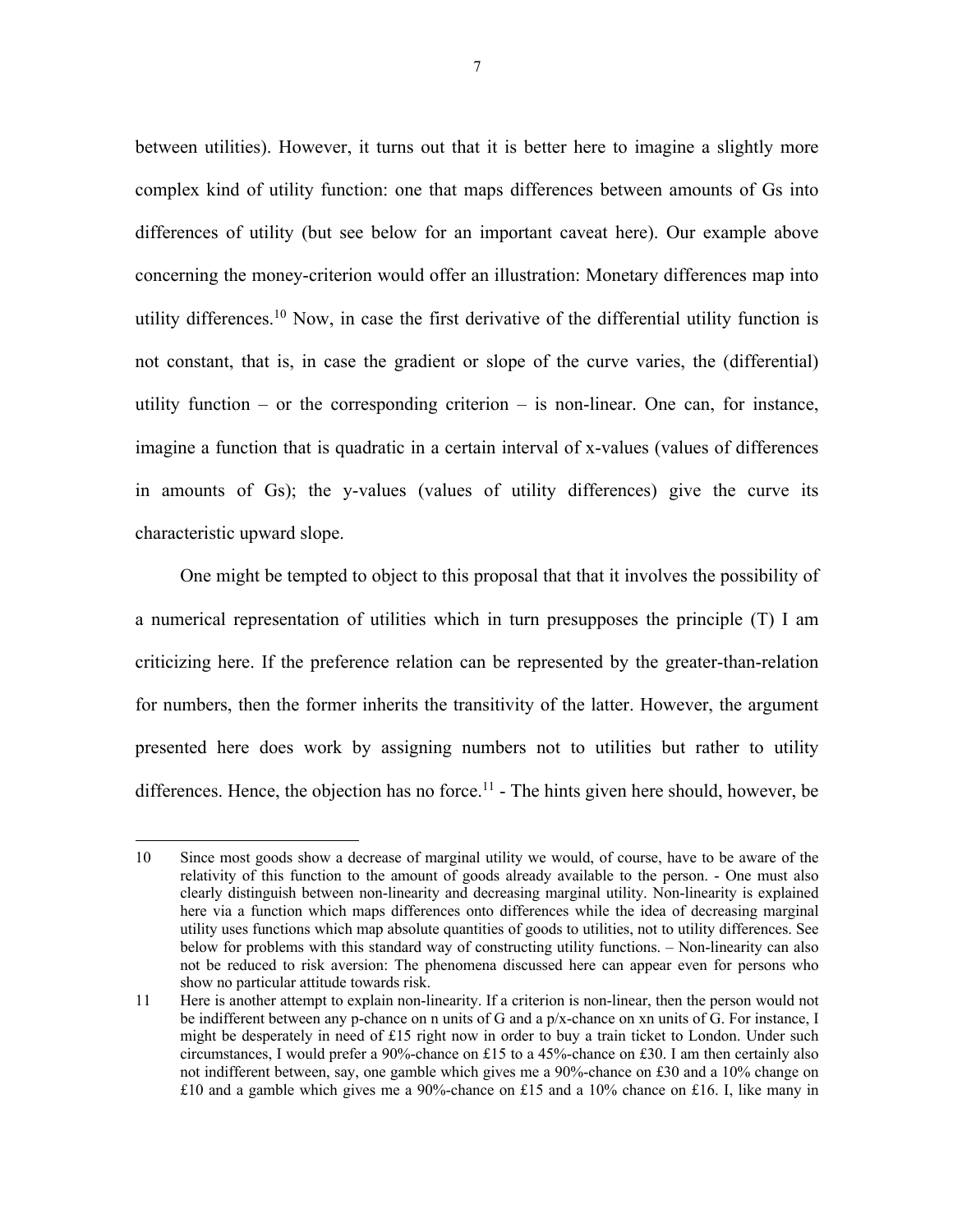between utilities). However, it turns out that it is better here to imagine a slightly more complex kind of utility function: one that maps differences between amounts of Gs into differences of utility (but see below for an important caveat here). Our example above concerning the money-criterion would offer an illustration: Monetary differences map into utility differences.[10] Now, in case the first derivative of the differential utility function is not constant, that is, in case the gradient or slope of the curve varies, the (differential) utility function – or the corresponding criterion – is non-linear. One can, for instance, imagine a function that is quadratic in a certain interval of x-values (values of differences in amounts of Gs); the y-values (values of utility differences) give the curve its characteristic upward slope.

One might be tempted to object to this proposal that that it involves the possibility of a numerical representation of utilities which in turn presupposes the principle (T) I am criticizing here. If the preference relation can be represented by the greater-than-relation for numbers, then the former inherits the transitivity of the latter. However, the argument presented here does work by assigning numbers not to utilities but rather to utility differences. Hence, the objection has no force.[11] - The hints given here should, however, be

---

10 Since most goods show a decrease of marginal utility we would, of course, have to be aware of the relativity of this function to the amount of goods already available to the person. - One must also clearly distinguish between non-linearity and decreasing marginal utility. Non-linearity is explained here via a function which maps differences onto differences while the idea of decreasing marginal utility uses functions which map absolute quantities of goods to utilities, not to utility differences. See below for problems with this standard way of constructing utility functions. – Non-linearity can also not be reduced to risk aversion: The phenomena discussed here can appear even for persons who show no particular attitude towards risk.

11 Here is another attempt to explain non-linearity. If a criterion is non-linear, then the person would not be indifferent between any p-chance on n units of G and a p/x-chance on xn units of G. For instance, I might be desperately in need of £15 right now in order to buy a train ticket to London. Under such circumstances, I would prefer a 90%-chance on £15 to a 45%-chance on £30. I am then certainly also not indifferent between, say, one gamble which gives me a 90%-chance on £30 and a 10% change on £10 and a gamble which gives me a 90%-chance on £15 and a 10% chance on £16. I, like many in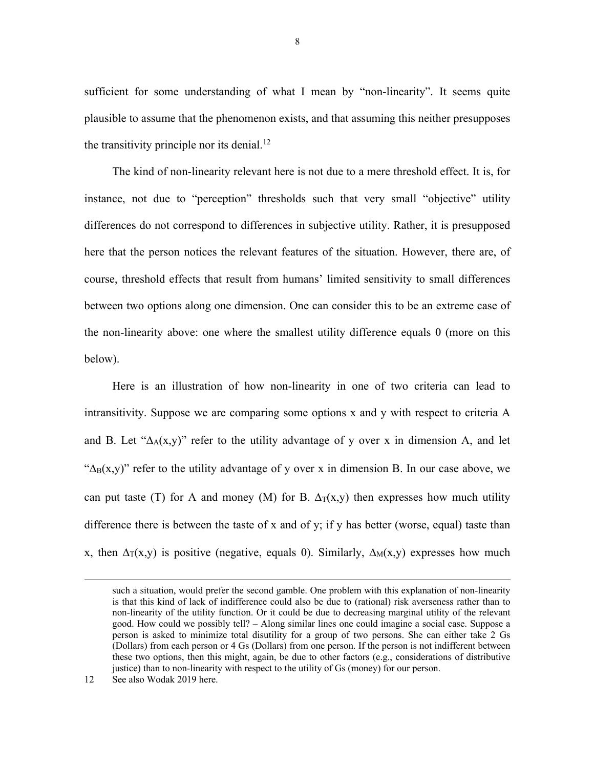sufficient for some understanding of what I mean by "non-linearity". It seems quite plausible to assume that the phenomenon exists, and that assuming this neither presupposes the transitivity principle nor its denial.[12]

The kind of non-linearity relevant here is not due to a mere threshold effect. It is, for instance, not due to "perception" thresholds such that very small "objective" utility differences do not correspond to differences in subjective utility. Rather, it is presupposed here that the person notices the relevant features of the situation. However, there are, of course, threshold effects that result from humans' limited sensitivity to small differences between two options along one dimension. One can consider this to be an extreme case of the non-linearity above: one where the smallest utility difference equals 0 (more on this below).

Here is an illustration of how non-linearity in one of two criteria can lead to intransitivity. Suppose we are comparing some options x and y with respect to criteria A and B. Let "$\Delta_A(x,y)$" refer to the utility advantage of y over x in dimension A, and let "$\Delta_B(x,y)$" refer to the utility advantage of y over x in dimension B. In our case above, we can put taste (T) for A and money (M) for B. $\Delta_T(x,y)$ then expresses how much utility difference there is between the taste of x and of y; if y has better (worse, equal) taste than x, then $\Delta_T(x,y)$ is positive (negative, equals 0). Similarly, $\Delta_M(x,y)$ expresses how much

---

such a situation, would prefer the second gamble. One problem with this explanation of non-linearity is that this kind of lack of indifference could also be due to (rational) risk averseness rather than to non-linearity of the utility function. Or it could be due to decreasing marginal utility of the relevant good. How could we possibly tell? – Along similar lines one could imagine a social case. Suppose a person is asked to minimize total disutility for a group of two persons. She can either take 2 Gs (Dollars) from each person or 4 Gs (Dollars) from one person. If the person is not indifferent between these two options, then this might, again, be due to other factors (e.g., considerations of distributive justice) than to non-linearity with respect to the utility of Gs (money) for our person.

[12] See also Wodak 2019 here.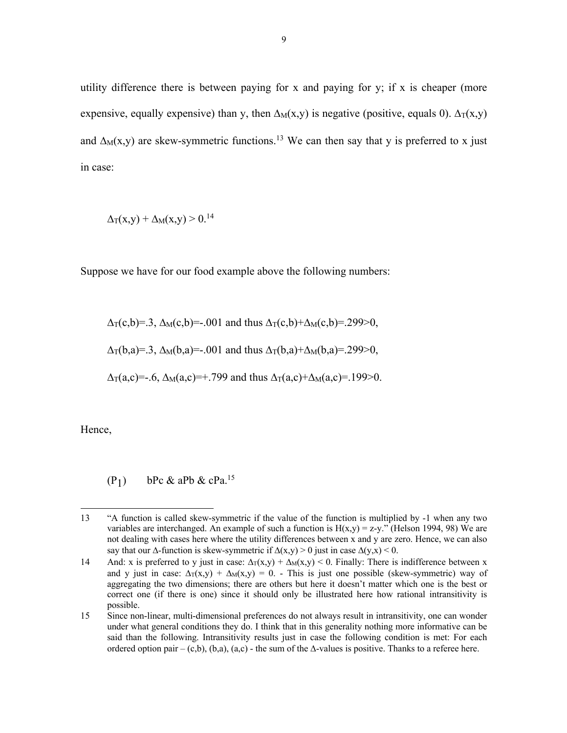utility difference there is between paying for x and paying for y; if x is cheaper (more expensive, equally expensive) than y, then $\Delta_M(x,y)$ is negative (positive, equals 0). $\Delta_T(x,y)$ and $\Delta_M(x,y)$ are skew-symmetric functions.[13] We can then say that y is preferred to x just in case:

$$\Delta_T(x,y) + \Delta_M(x,y) > 0.$$[14]

Suppose we have for our food example above the following numbers:

$\Delta_T(c,b)=.3$, $\Delta_M(c,b)=-.001$ and thus $\Delta_T(c,b)+\Delta_M(c,b)=.299>0$,

$\Delta_T(b,a)=.3$, $\Delta_M(b,a)=-.001$ and thus $\Delta_T(b,a)+\Delta_M(b,a)=.299>0$,

$\Delta_T(a,c)=-.6$, $\Delta_M(a,c)=+.799$ and thus $\Delta_T(a,c)+\Delta_M(a,c)=.199>0$.

Hence,

($P_1$) bPc & aPb & cPa.[15]

---

13 "A function is called skew-symmetric if the value of the function is multiplied by -1 when any two variables are interchanged. An example of such a function is $H(x,y) = z-y$." (Helson 1994, 98) We are not dealing with cases here where the utility differences between x and y are zero. Hence, we can also say that our $\Delta$-function is skew-symmetric if $\Delta(x,y) > 0$ just in case $\Delta(y,x) < 0$.

14 And: x is preferred to y just in case: $\Delta_T(x,y) + \Delta_M(x,y) < 0$. Finally: There is indifference between x and y just in case: $\Delta_T(x,y) + \Delta_M(x,y) = 0$. - This is just one possible (skew-symmetric) way of aggregating the two dimensions; there are others but here it doesn't matter which one is the best or correct one (if there is one) since it should only be illustrated here how rational intransitivity is possible.

15 Since non-linear, multi-dimensional preferences do not always result in intransitivity, one can wonder under what general conditions they do. I think that in this generality nothing more informative can be said than the following. Intransitivity results just in case the following condition is met: For each ordered option pair – (c,b), (b,a), (a,c) - the sum of the $\Delta$-values is positive. Thanks to a referee here.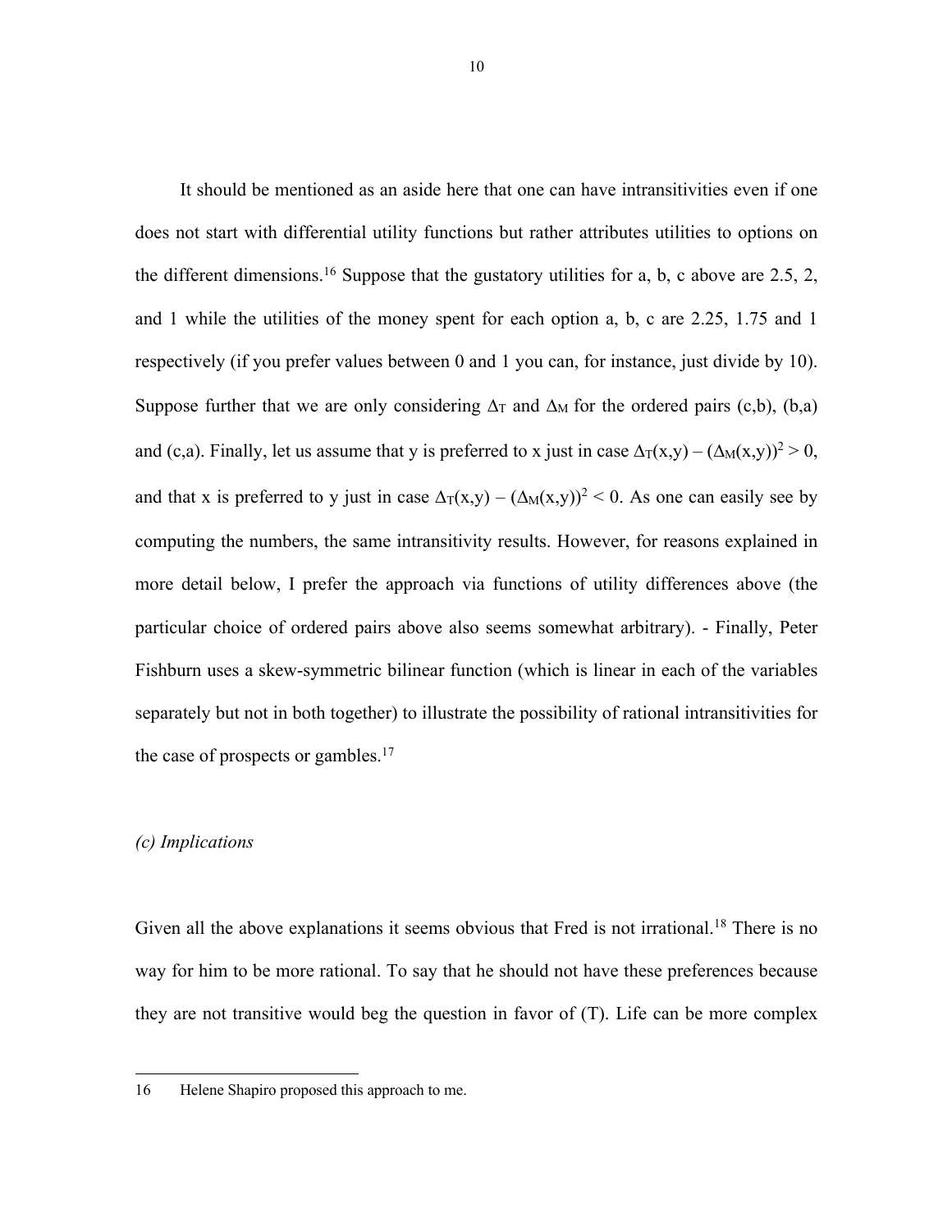It should be mentioned as an aside here that one can have intransitivities even if one does not start with differential utility functions but rather attributes utilities to options on the different dimensions.[16] Suppose that the gustatory utilities for a, b, c above are 2.5, 2, and 1 while the utilities of the money spent for each option a, b, c are 2.25, 1.75 and 1 respectively (if you prefer values between 0 and 1 you can, for instance, just divide by 10). Suppose further that we are only considering $\Delta_T$ and $\Delta_M$ for the ordered pairs (c,b), (b,a) and (c,a). Finally, let us assume that y is preferred to x just in case $\Delta_T(x,y) - (\Delta_M(x,y))^2 > 0$, and that x is preferred to y just in case $\Delta_T(x,y) - (\Delta_M(x,y))^2 < 0$. As one can easily see by computing the numbers, the same intransitivity results. However, for reasons explained in more detail below, I prefer the approach via functions of utility differences above (the particular choice of ordered pairs above also seems somewhat arbitrary). - Finally, Peter Fishburn uses a skew-symmetric bilinear function (which is linear in each of the variables separately but not in both together) to illustrate the possibility of rational intransitivities for the case of prospects or gambles.[17]

### *(c) Implications*

Given all the above explanations it seems obvious that Fred is not irrational.[18] There is no way for him to be more rational. To say that he should not have these preferences because they are not transitive would beg the question in favor of (T). Life can be more complex

---

16 Helene Shapiro proposed this approach to me.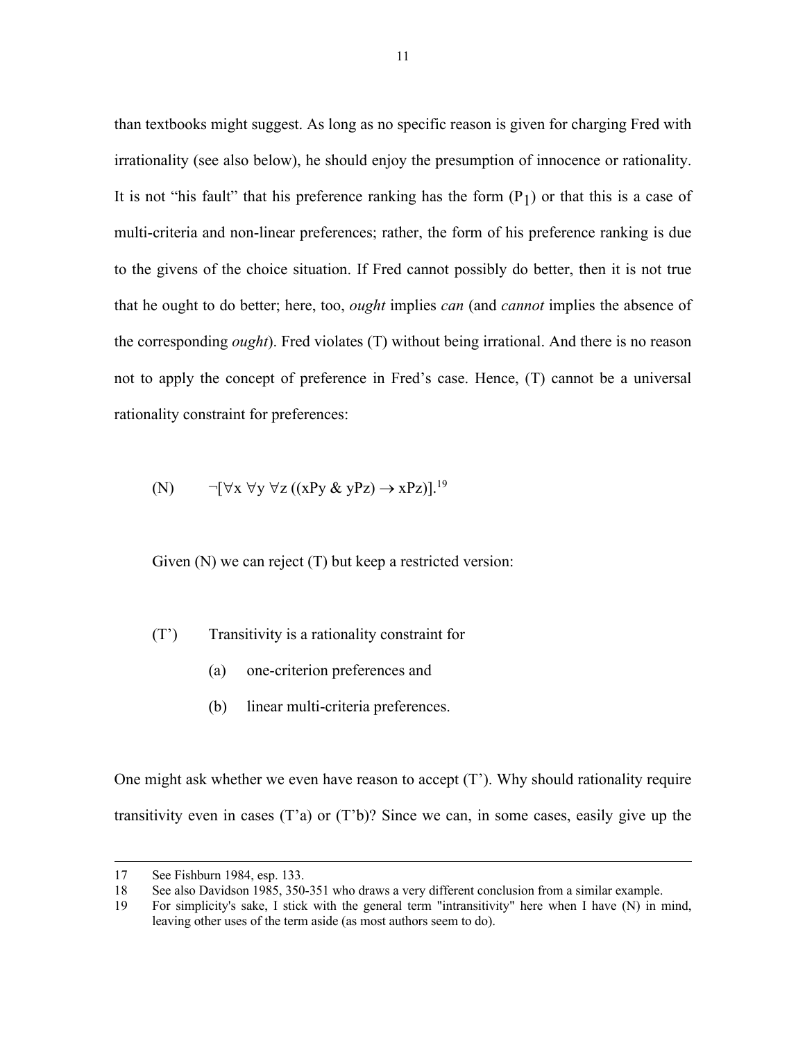than textbooks might suggest. As long as no specific reason is given for charging Fred with irrationality (see also below), he should enjoy the presumption of innocence or rationality. It is not "his fault" that his preference ranking has the form ($P_1$) or that this is a case of multi-criteria and non-linear preferences; rather, the form of his preference ranking is due to the givens of the choice situation. If Fred cannot possibly do better, then it is not true that he ought to do better; here, too, *ought* implies *can* (and *cannot* implies the absence of the corresponding *ought*). Fred violates (T) without being irrational. And there is no reason not to apply the concept of preference in Fred's case. Hence, (T) cannot be a universal rationality constraint for preferences:

(N) $\neg[\forall x\ \forall y\ \forall z\ ((xPy\ \&\ yPz) \rightarrow xPz)]$.[19]

Given (N) we can reject (T) but keep a restricted version:

(T') Transitivity is a rationality constraint for

- (a) one-criterion preferences and
- (b) linear multi-criteria preferences.

One might ask whether we even have reason to accept (T'). Why should rationality require transitivity even in cases (T'a) or (T'b)? Since we can, in some cases, easily give up the

---

17 See Fishburn 1984, esp. 133.

18 See also Davidson 1985, 350-351 who draws a very different conclusion from a similar example.

19 For simplicity's sake, I stick with the general term "intransitivity" here when I have (N) in mind, leaving other uses of the term aside (as most authors seem to do).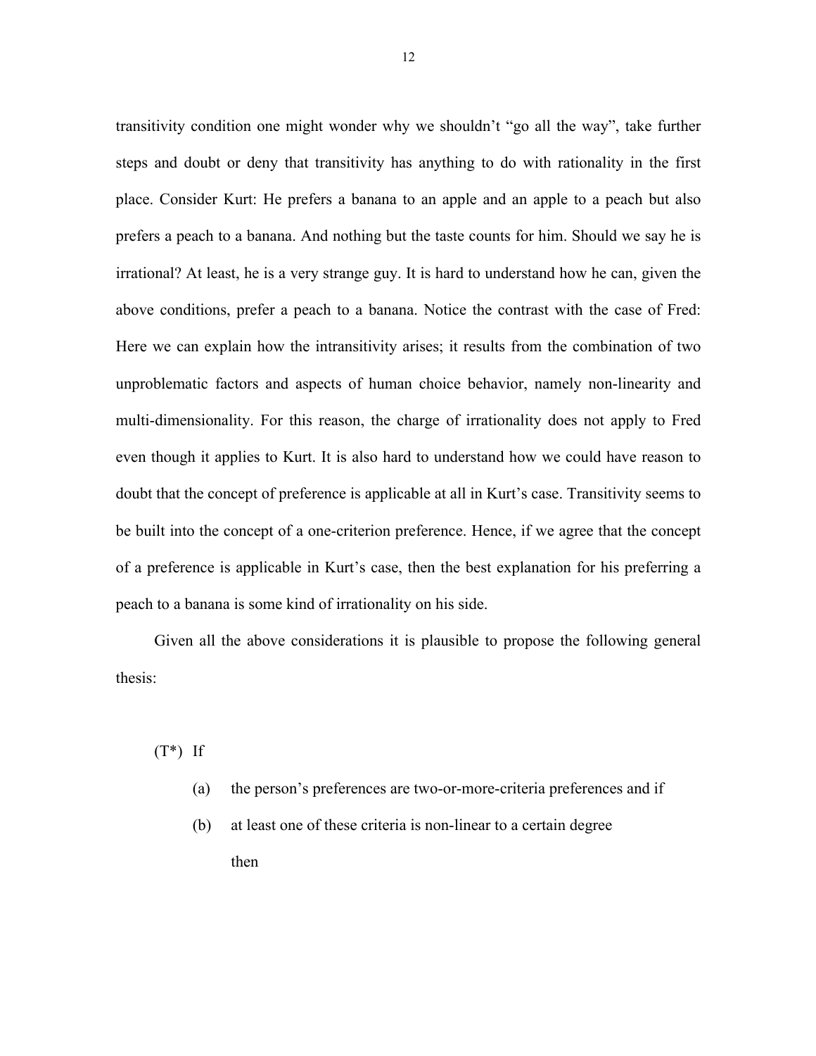transitivity condition one might wonder why we shouldn't "go all the way", take further steps and doubt or deny that transitivity has anything to do with rationality in the first place. Consider Kurt: He prefers a banana to an apple and an apple to a peach but also prefers a peach to a banana. And nothing but the taste counts for him. Should we say he is irrational? At least, he is a very strange guy. It is hard to understand how he can, given the above conditions, prefer a peach to a banana. Notice the contrast with the case of Fred: Here we can explain how the intransitivity arises; it results from the combination of two unproblematic factors and aspects of human choice behavior, namely non-linearity and multi-dimensionality. For this reason, the charge of irrationality does not apply to Fred even though it applies to Kurt. It is also hard to understand how we could have reason to doubt that the concept of preference is applicable at all in Kurt's case. Transitivity seems to be built into the concept of a one-criterion preference. Hence, if we agree that the concept of a preference is applicable in Kurt's case, then the best explanation for his preferring a peach to a banana is some kind of irrationality on his side.

Given all the above considerations it is plausible to propose the following general thesis:

(T*) If

- (a) the person's preferences are two-or-more-criteria preferences and if
- (b) at least one of these criteria is non-linear to a certain degree

  then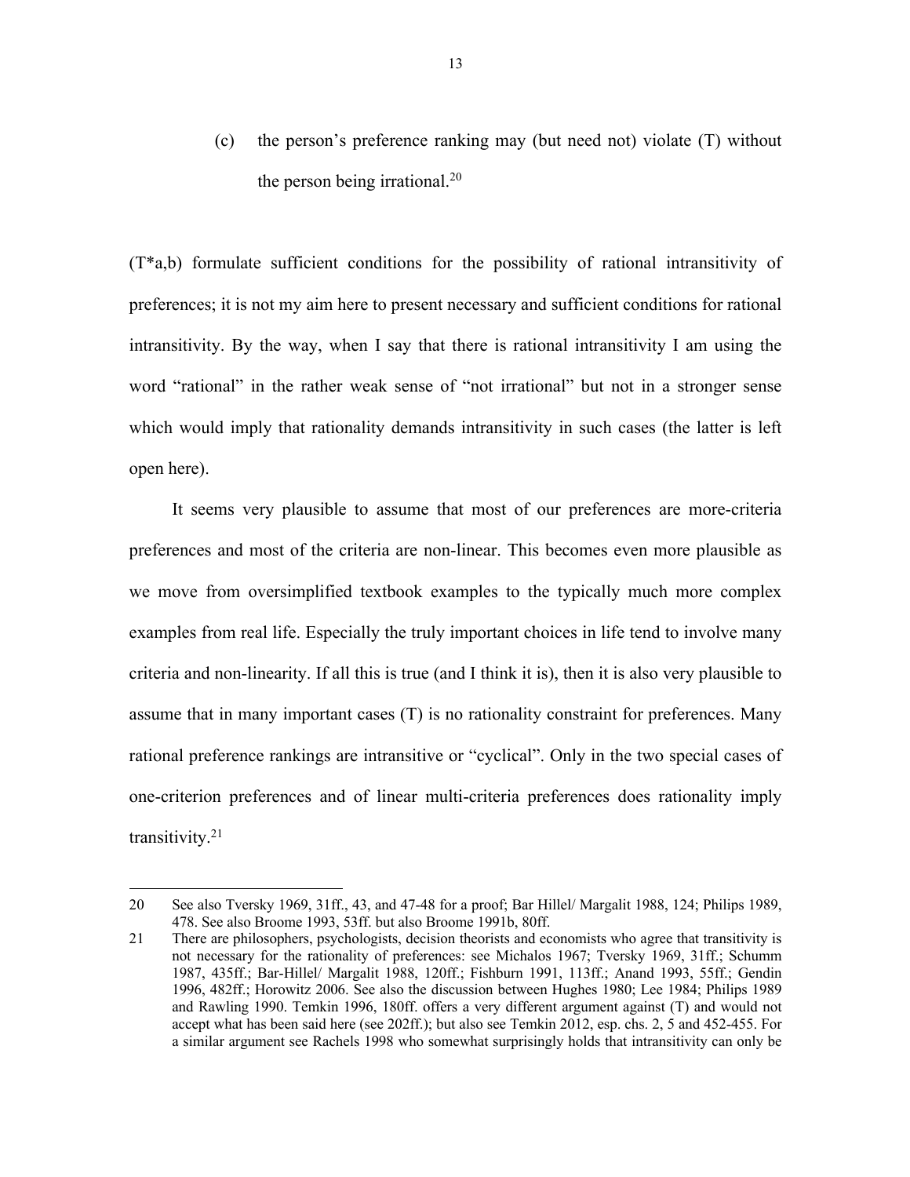(c) the person's preference ranking may (but need not) violate (T) without the person being irrational.[20]

(T*a,b) formulate sufficient conditions for the possibility of rational intransitivity of preferences; it is not my aim here to present necessary and sufficient conditions for rational intransitivity. By the way, when I say that there is rational intransitivity I am using the word "rational" in the rather weak sense of "not irrational" but not in a stronger sense which would imply that rationality demands intransitivity in such cases (the latter is left open here).

It seems very plausible to assume that most of our preferences are more-criteria preferences and most of the criteria are non-linear. This becomes even more plausible as we move from oversimplified textbook examples to the typically much more complex examples from real life. Especially the truly important choices in life tend to involve many criteria and non-linearity. If all this is true (and I think it is), then it is also very plausible to assume that in many important cases (T) is no rationality constraint for preferences. Many rational preference rankings are intransitive or "cyclical". Only in the two special cases of one-criterion preferences and of linear multi-criteria preferences does rationality imply transitivity.[21]

---

20 See also Tversky 1969, 31ff., 43, and 47-48 for a proof; Bar Hillel/ Margalit 1988, 124; Philips 1989, 478. See also Broome 1993, 53ff. but also Broome 1991b, 80ff.

21 There are philosophers, psychologists, decision theorists and economists who agree that transitivity is not necessary for the rationality of preferences: see Michalos 1967; Tversky 1969, 31ff.; Schumm 1987, 435ff.; Bar-Hillel/ Margalit 1988, 120ff.; Fishburn 1991, 113ff.; Anand 1993, 55ff.; Gendin 1996, 482ff.; Horowitz 2006. See also the discussion between Hughes 1980; Lee 1984; Philips 1989 and Rawling 1990. Temkin 1996, 180ff. offers a very different argument against (T) and would not accept what has been said here (see 202ff.); but also see Temkin 2012, esp. chs. 2, 5 and 452-455. For a similar argument see Rachels 1998 who somewhat surprisingly holds that intransitivity can only be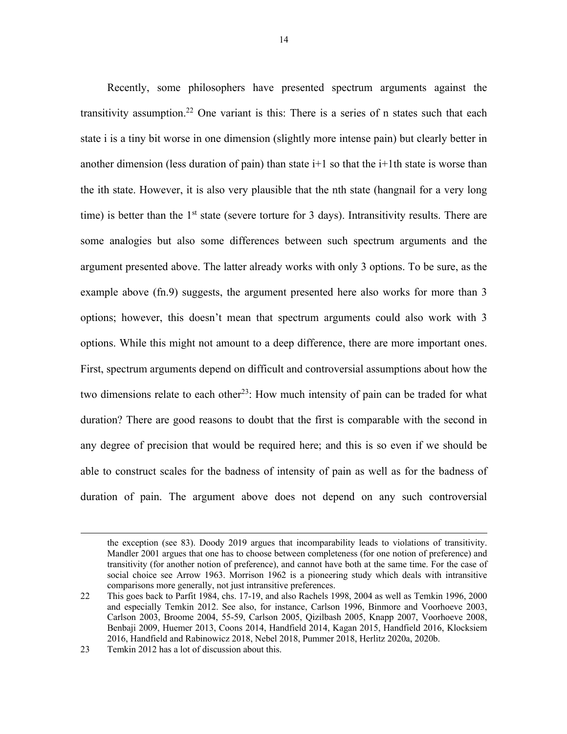Recently, some philosophers have presented spectrum arguments against the transitivity assumption.[22] One variant is this: There is a series of n states such that each state i is a tiny bit worse in one dimension (slightly more intense pain) but clearly better in another dimension (less duration of pain) than state i+1 so that the i+1th state is worse than the ith state. However, it is also very plausible that the nth state (hangnail for a very long time) is better than the 1[st] state (severe torture for 3 days). Intransitivity results. There are some analogies but also some differences between such spectrum arguments and the argument presented above. The latter already works with only 3 options. To be sure, as the example above (fn.9) suggests, the argument presented here also works for more than 3 options; however, this doesn't mean that spectrum arguments could also work with 3 options. While this might not amount to a deep difference, there are more important ones. First, spectrum arguments depend on difficult and controversial assumptions about how the two dimensions relate to each other[23]: How much intensity of pain can be traded for what duration? There are good reasons to doubt that the first is comparable with the second in any degree of precision that would be required here; and this is so even if we should be able to construct scales for the badness of intensity of pain as well as for the badness of duration of pain. The argument above does not depend on any such controversial

---

the exception (see 83). Doody 2019 argues that incomparability leads to violations of transitivity. Mandler 2001 argues that one has to choose between completeness (for one notion of preference) and transitivity (for another notion of preference), and cannot have both at the same time. For the case of social choice see Arrow 1963. Morrison 1962 is a pioneering study which deals with intransitive comparisons more generally, not just intransitive preferences.

22 This goes back to Parfit 1984, chs. 17-19, and also Rachels 1998, 2004 as well as Temkin 1996, 2000 and especially Temkin 2012. See also, for instance, Carlson 1996, Binmore and Voorhoeve 2003, Carlson 2003, Broome 2004, 55-59, Carlson 2005, Qizilbash 2005, Knapp 2007, Voorhoeve 2008, Benbaji 2009, Huemer 2013, Coons 2014, Handfield 2014, Kagan 2015, Handfield 2016, Klocksiem 2016, Handfield and Rabinowicz 2018, Nebel 2018, Pummer 2018, Herlitz 2020a, 2020b.

23 Temkin 2012 has a lot of discussion about this.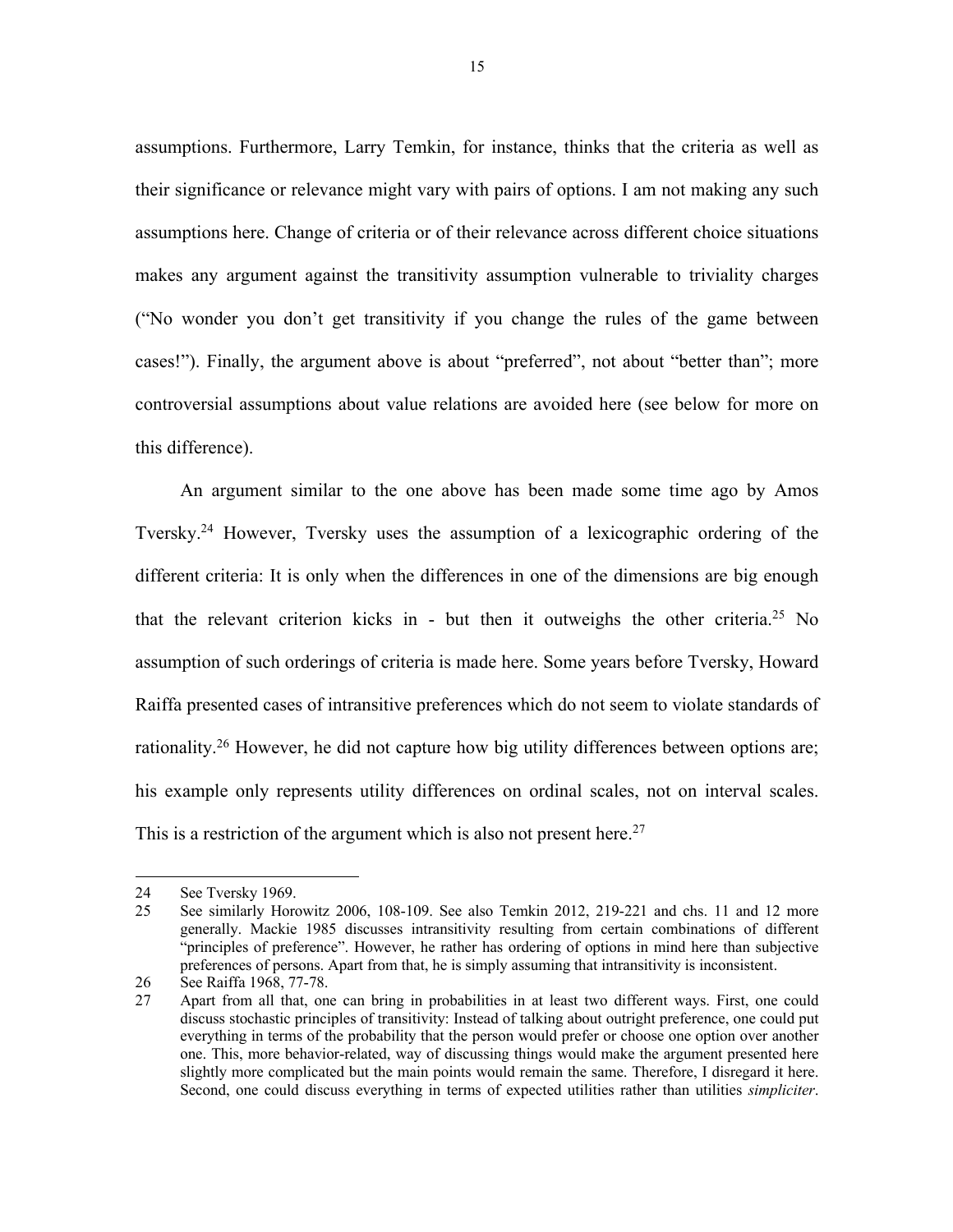assumptions. Furthermore, Larry Temkin, for instance, thinks that the criteria as well as their significance or relevance might vary with pairs of options. I am not making any such assumptions here. Change of criteria or of their relevance across different choice situations makes any argument against the transitivity assumption vulnerable to triviality charges ("No wonder you don't get transitivity if you change the rules of the game between cases!"). Finally, the argument above is about "preferred", not about "better than"; more controversial assumptions about value relations are avoided here (see below for more on this difference).

An argument similar to the one above has been made some time ago by Amos Tversky.[24] However, Tversky uses the assumption of a lexicographic ordering of the different criteria: It is only when the differences in one of the dimensions are big enough that the relevant criterion kicks in - but then it outweighs the other criteria.[25] No assumption of such orderings of criteria is made here. Some years before Tversky, Howard Raiffa presented cases of intransitive preferences which do not seem to violate standards of rationality.[26] However, he did not capture how big utility differences between options are; his example only represents utility differences on ordinal scales, not on interval scales. This is a restriction of the argument which is also not present here.[27]

---

24 See Tversky 1969.

25 See similarly Horowitz 2006, 108-109. See also Temkin 2012, 219-221 and chs. 11 and 12 more generally. Mackie 1985 discusses intransitivity resulting from certain combinations of different "principles of preference". However, he rather has ordering of options in mind here than subjective preferences of persons. Apart from that, he is simply assuming that intransitivity is inconsistent.

26 See Raiffa 1968, 77-78.

27 Apart from all that, one can bring in probabilities in at least two different ways. First, one could discuss stochastic principles of transitivity: Instead of talking about outright preference, one could put everything in terms of the probability that the person would prefer or choose one option over another one. This, more behavior-related, way of discussing things would make the argument presented here slightly more complicated but the main points would remain the same. Therefore, I disregard it here. Second, one could discuss everything in terms of expected utilities rather than utilities *simpliciter*.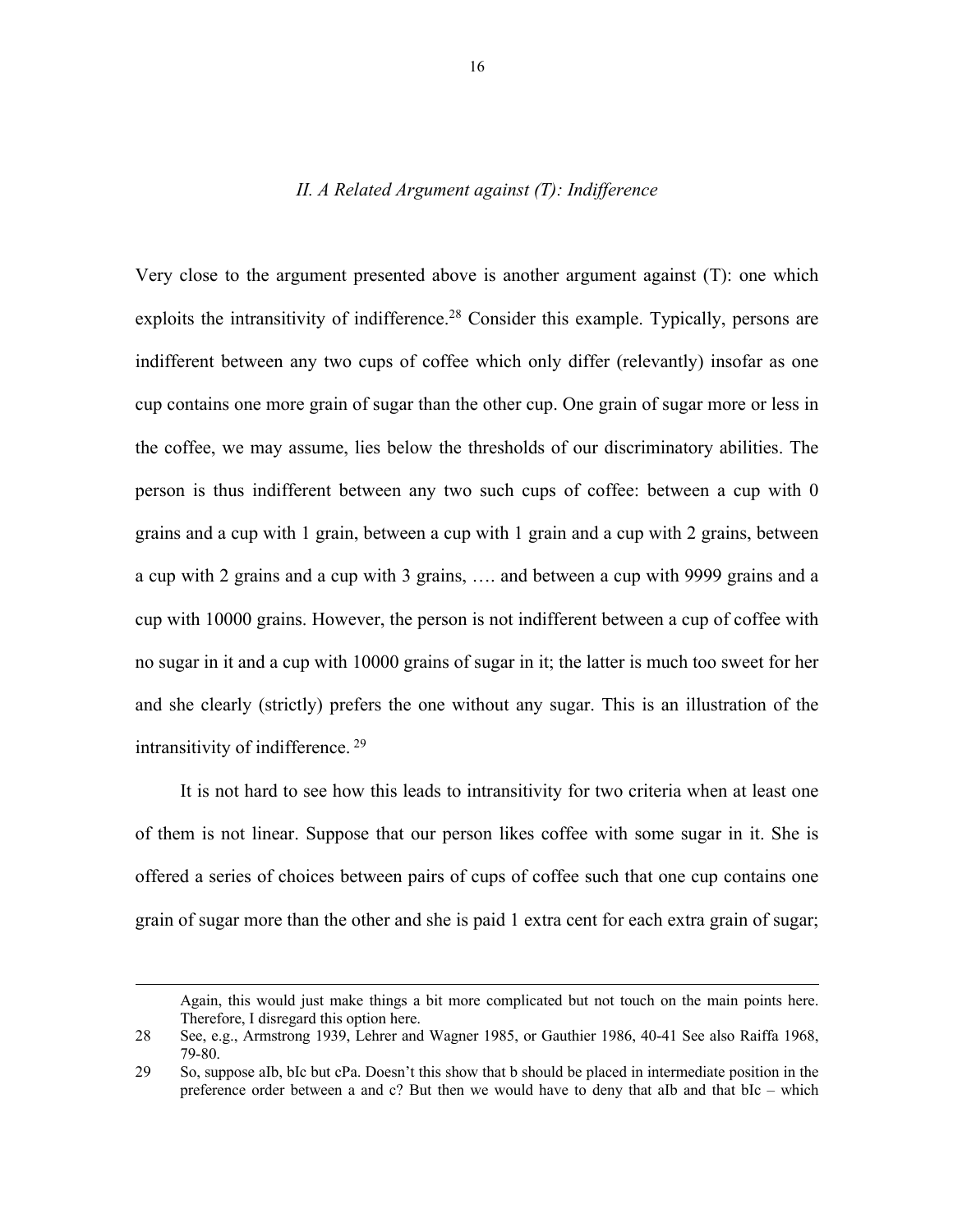## *II. A Related Argument against (T): Indifference*

Very close to the argument presented above is another argument against (T): one which exploits the intransitivity of indifference.[28] Consider this example. Typically, persons are indifferent between any two cups of coffee which only differ (relevantly) insofar as one cup contains one more grain of sugar than the other cup. One grain of sugar more or less in the coffee, we may assume, lies below the thresholds of our discriminatory abilities. The person is thus indifferent between any two such cups of coffee: between a cup with 0 grains and a cup with 1 grain, between a cup with 1 grain and a cup with 2 grains, between a cup with 2 grains and a cup with 3 grains, …. and between a cup with 9999 grains and a cup with 10000 grains. However, the person is not indifferent between a cup of coffee with no sugar in it and a cup with 10000 grains of sugar in it; the latter is much too sweet for her and she clearly (strictly) prefers the one without any sugar. This is an illustration of the intransitivity of indifference.[29]

It is not hard to see how this leads to intransitivity for two criteria when at least one of them is not linear. Suppose that our person likes coffee with some sugar in it. She is offered a series of choices between pairs of cups of coffee such that one cup contains one grain of sugar more than the other and she is paid 1 extra cent for each extra grain of sugar;

---

Again, this would just make things a bit more complicated but not touch on the main points here. Therefore, I disregard this option here.

28 See, e.g., Armstrong 1939, Lehrer and Wagner 1985, or Gauthier 1986, 40-41 See also Raiffa 1968, 79-80.

29 So, suppose aIb, bIc but cPa. Doesn't this show that b should be placed in intermediate position in the preference order between a and c? But then we would have to deny that aIb and that bIc – which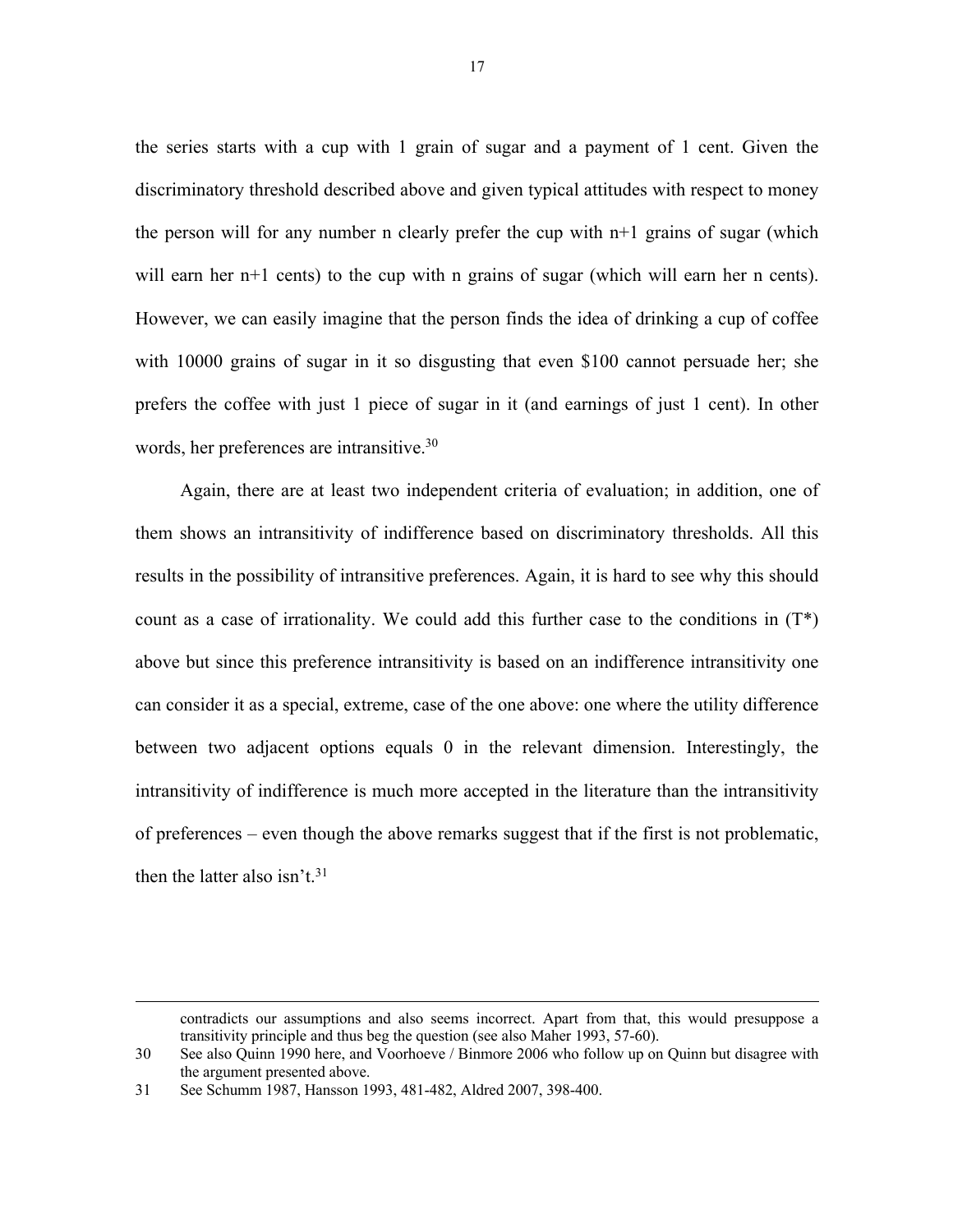the series starts with a cup with 1 grain of sugar and a payment of 1 cent. Given the discriminatory threshold described above and given typical attitudes with respect to money the person will for any number n clearly prefer the cup with n+1 grains of sugar (which will earn her n+1 cents) to the cup with n grains of sugar (which will earn her n cents). However, we can easily imagine that the person finds the idea of drinking a cup of coffee with 10000 grains of sugar in it so disgusting that even $100 cannot persuade her; she prefers the coffee with just 1 piece of sugar in it (and earnings of just 1 cent). In other words, her preferences are intransitive.[30]

Again, there are at least two independent criteria of evaluation; in addition, one of them shows an intransitivity of indifference based on discriminatory thresholds. All this results in the possibility of intransitive preferences. Again, it is hard to see why this should count as a case of irrationality. We could add this further case to the conditions in (T*) above but since this preference intransitivity is based on an indifference intransitivity one can consider it as a special, extreme, case of the one above: one where the utility difference between two adjacent options equals 0 in the relevant dimension. Interestingly, the intransitivity of indifference is much more accepted in the literature than the intransitivity of preferences – even though the above remarks suggest that if the first is not problematic, then the latter also isn't.[31]

---

contradicts our assumptions and also seems incorrect. Apart from that, this would presuppose a transitivity principle and thus beg the question (see also Maher 1993, 57-60).

30 See also Quinn 1990 here, and Voorhoeve / Binmore 2006 who follow up on Quinn but disagree with the argument presented above.

31 See Schumm 1987, Hansson 1993, 481-482, Aldred 2007, 398-400.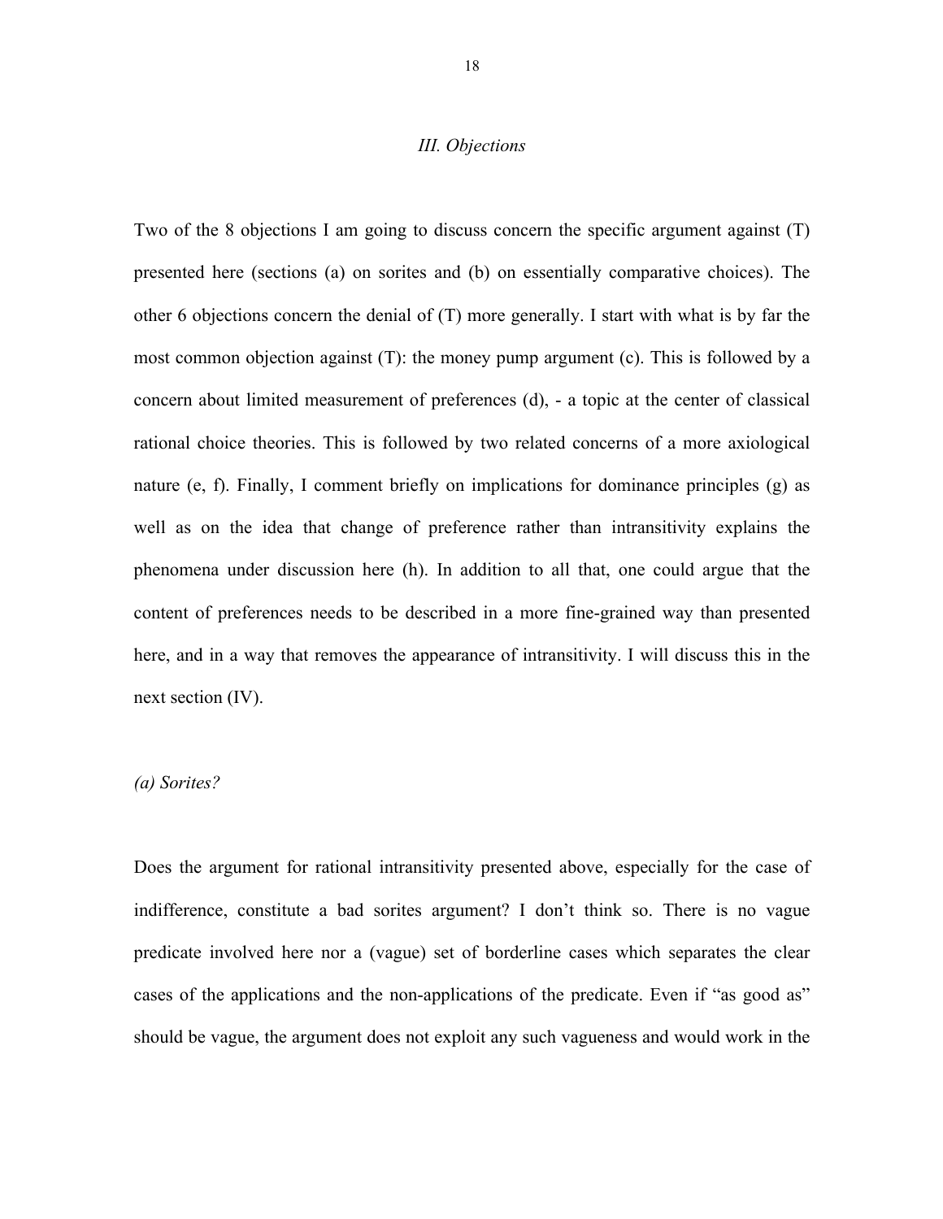### *III. Objections*

Two of the 8 objections I am going to discuss concern the specific argument against (T) presented here (sections (a) on sorites and (b) on essentially comparative choices). The other 6 objections concern the denial of (T) more generally. I start with what is by far the most common objection against (T): the money pump argument (c). This is followed by a concern about limited measurement of preferences (d), - a topic at the center of classical rational choice theories. This is followed by two related concerns of a more axiological nature (e, f). Finally, I comment briefly on implications for dominance principles (g) as well as on the idea that change of preference rather than intransitivity explains the phenomena under discussion here (h). In addition to all that, one could argue that the content of preferences needs to be described in a more fine-grained way than presented here, and in a way that removes the appearance of intransitivity. I will discuss this in the next section (IV).

#### *(a) Sorites?*

Does the argument for rational intransitivity presented above, especially for the case of indifference, constitute a bad sorites argument? I don't think so. There is no vague predicate involved here nor a (vague) set of borderline cases which separates the clear cases of the applications and the non-applications of the predicate. Even if "as good as" should be vague, the argument does not exploit any such vagueness and would work in the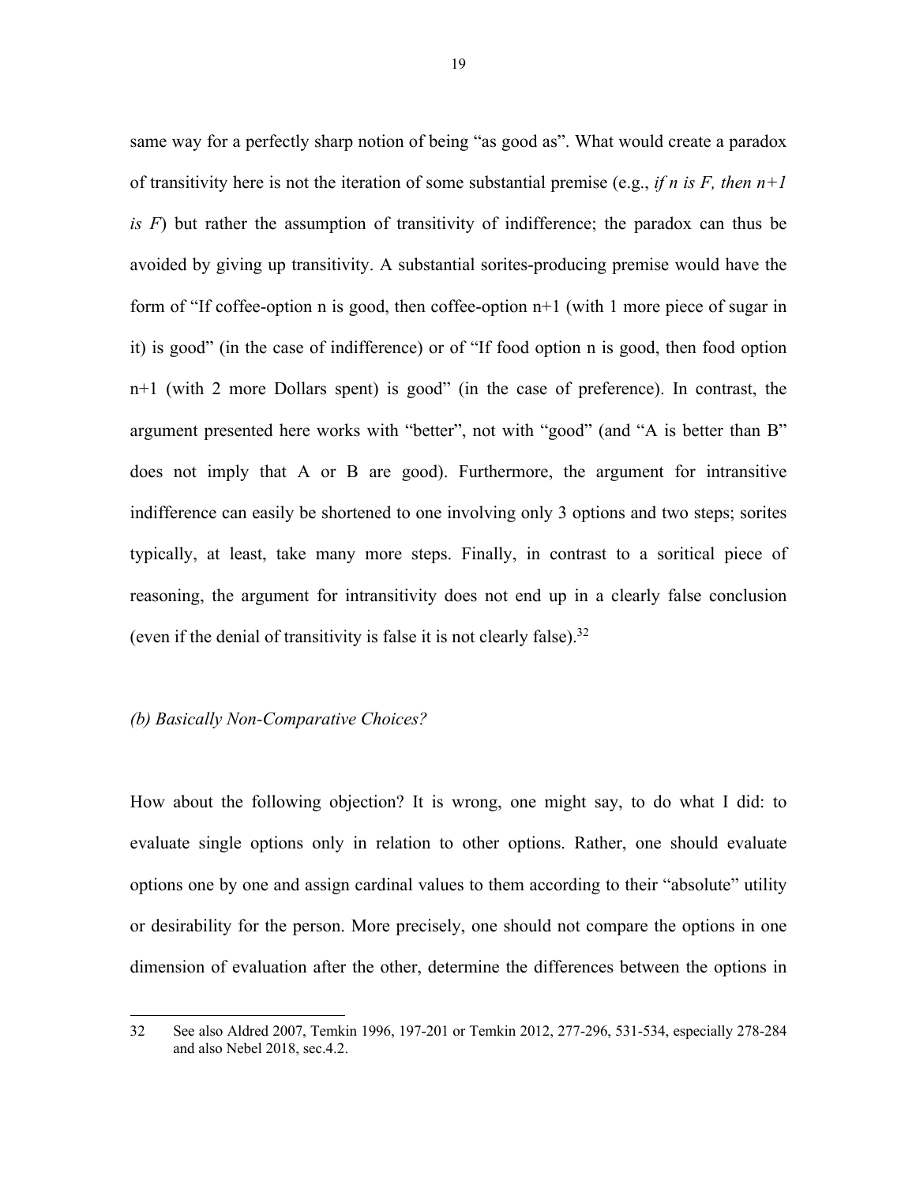same way for a perfectly sharp notion of being "as good as". What would create a paradox of transitivity here is not the iteration of some substantial premise (e.g., *if n is F, then n+1 is F*) but rather the assumption of transitivity of indifference; the paradox can thus be avoided by giving up transitivity. A substantial sorites-producing premise would have the form of "If coffee-option n is good, then coffee-option n+1 (with 1 more piece of sugar in it) is good" (in the case of indifference) or of "If food option n is good, then food option n+1 (with 2 more Dollars spent) is good" (in the case of preference). In contrast, the argument presented here works with "better", not with "good" (and "A is better than B" does not imply that A or B are good). Furthermore, the argument for intransitive indifference can easily be shortened to one involving only 3 options and two steps; sorites typically, at least, take many more steps. Finally, in contrast to a soritical piece of reasoning, the argument for intransitivity does not end up in a clearly false conclusion (even if the denial of transitivity is false it is not clearly false).[32]

### *(b) Basically Non-Comparative Choices?*

How about the following objection? It is wrong, one might say, to do what I did: to evaluate single options only in relation to other options. Rather, one should evaluate options one by one and assign cardinal values to them according to their "absolute" utility or desirability for the person. More precisely, one should not compare the options in one dimension of evaluation after the other, determine the differences between the options in

---

32 See also Aldred 2007, Temkin 1996, 197-201 or Temkin 2012, 277-296, 531-534, especially 278-284 and also Nebel 2018, sec.4.2.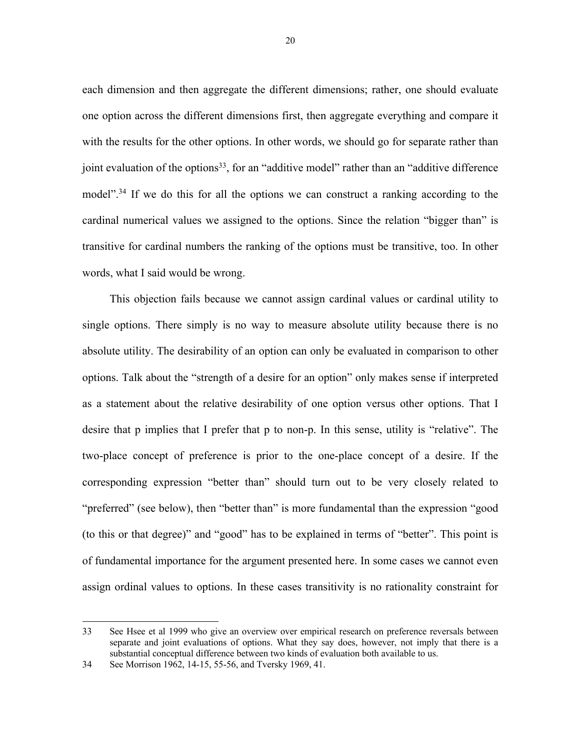each dimension and then aggregate the different dimensions; rather, one should evaluate one option across the different dimensions first, then aggregate everything and compare it with the results for the other options. In other words, we should go for separate rather than joint evaluation of the options[33], for an "additive model" rather than an "additive difference model".[34] If we do this for all the options we can construct a ranking according to the cardinal numerical values we assigned to the options. Since the relation "bigger than" is transitive for cardinal numbers the ranking of the options must be transitive, too. In other words, what I said would be wrong.

This objection fails because we cannot assign cardinal values or cardinal utility to single options. There simply is no way to measure absolute utility because there is no absolute utility. The desirability of an option can only be evaluated in comparison to other options. Talk about the "strength of a desire for an option" only makes sense if interpreted as a statement about the relative desirability of one option versus other options. That I desire that p implies that I prefer that p to non-p. In this sense, utility is "relative". The two-place concept of preference is prior to the one-place concept of a desire. If the corresponding expression "better than" should turn out to be very closely related to "preferred" (see below), then "better than" is more fundamental than the expression "good (to this or that degree)" and "good" has to be explained in terms of "better". This point is of fundamental importance for the argument presented here. In some cases we cannot even assign ordinal values to options. In these cases transitivity is no rationality constraint for

---

33 See Hsee et al 1999 who give an overview over empirical research on preference reversals between separate and joint evaluations of options. What they say does, however, not imply that there is a substantial conceptual difference between two kinds of evaluation both available to us.

34 See Morrison 1962, 14-15, 55-56, and Tversky 1969, 41.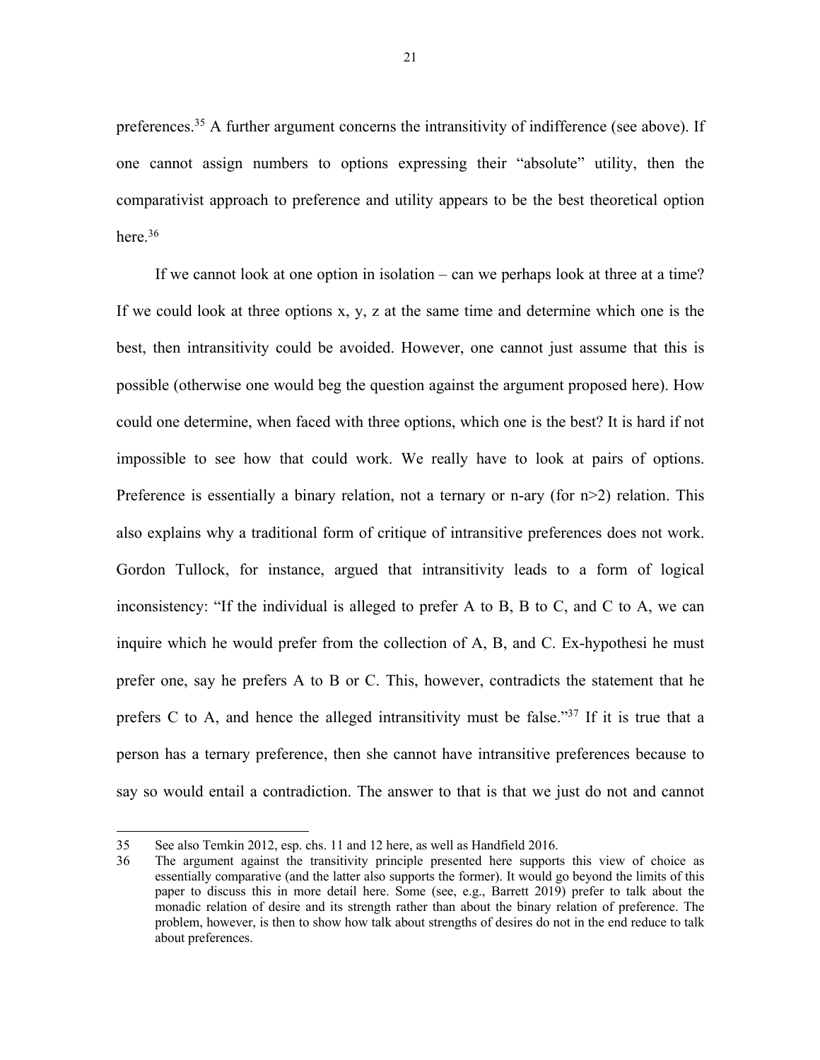preferences.[35] A further argument concerns the intransitivity of indifference (see above). If one cannot assign numbers to options expressing their "absolute" utility, then the comparativist approach to preference and utility appears to be the best theoretical option here.[36]

If we cannot look at one option in isolation – can we perhaps look at three at a time? If we could look at three options x, y, z at the same time and determine which one is the best, then intransitivity could be avoided. However, one cannot just assume that this is possible (otherwise one would beg the question against the argument proposed here). How could one determine, when faced with three options, which one is the best? It is hard if not impossible to see how that could work. We really have to look at pairs of options. Preference is essentially a binary relation, not a ternary or n-ary (for n>2) relation. This also explains why a traditional form of critique of intransitive preferences does not work. Gordon Tullock, for instance, argued that intransitivity leads to a form of logical inconsistency: "If the individual is alleged to prefer A to B, B to C, and C to A, we can inquire which he would prefer from the collection of A, B, and C. Ex-hypothesi he must prefer one, say he prefers A to B or C. This, however, contradicts the statement that he prefers C to A, and hence the alleged intransitivity must be false."[37] If it is true that a person has a ternary preference, then she cannot have intransitive preferences because to say so would entail a contradiction. The answer to that is that we just do not and cannot

---

35 See also Temkin 2012, esp. chs. 11 and 12 here, as well as Handfield 2016.

36 The argument against the transitivity principle presented here supports this view of choice as essentially comparative (and the latter also supports the former). It would go beyond the limits of this paper to discuss this in more detail here. Some (see, e.g., Barrett 2019) prefer to talk about the monadic relation of desire and its strength rather than about the binary relation of preference. The problem, however, is then to show how talk about strengths of desires do not in the end reduce to talk about preferences.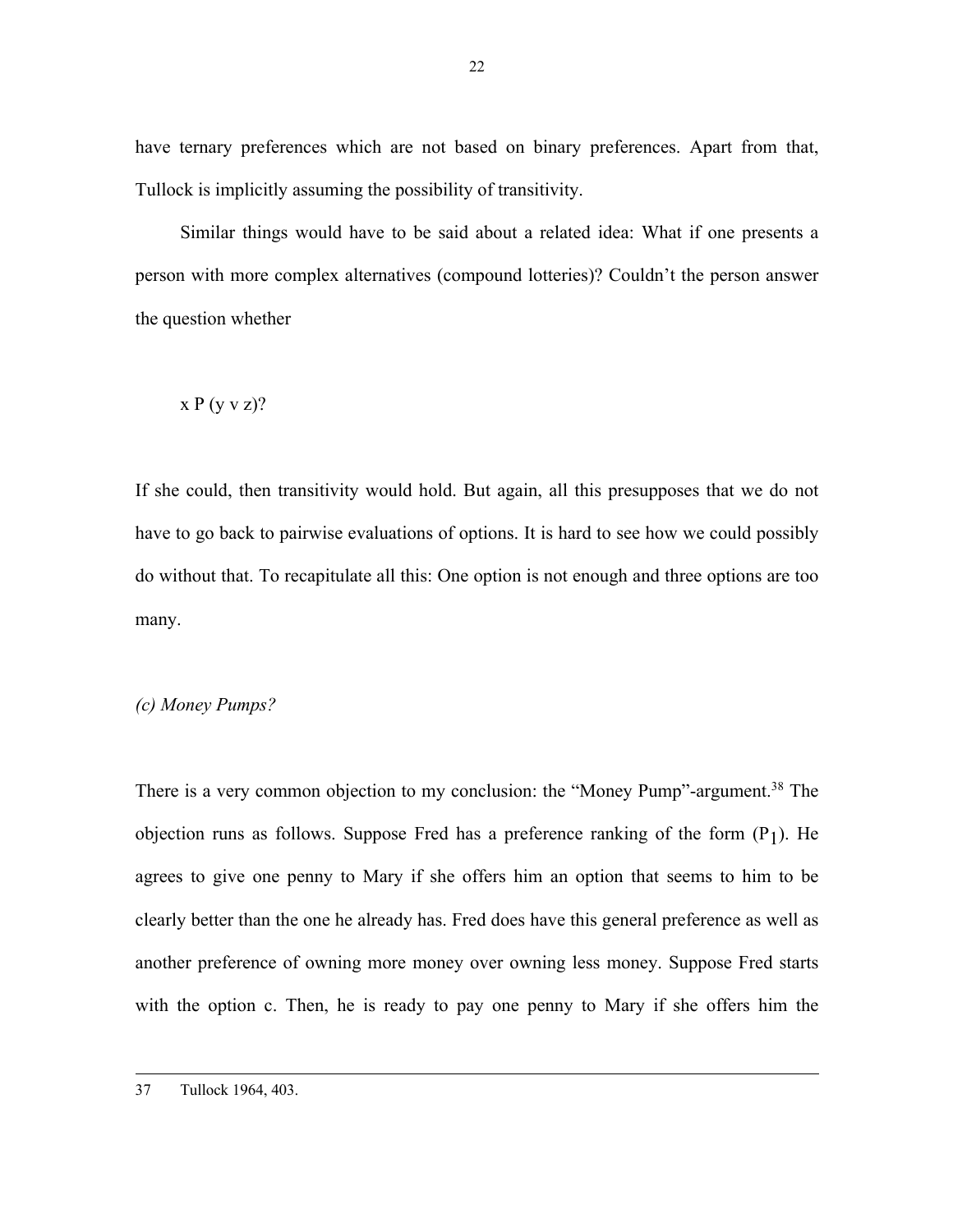have ternary preferences which are not based on binary preferences. Apart from that, Tullock is implicitly assuming the possibility of transitivity.

Similar things would have to be said about a related idea: What if one presents a person with more complex alternatives (compound lotteries)? Couldn't the person answer the question whether

$$x \; P \; (y \vee z)?$$

If she could, then transitivity would hold. But again, all this presupposes that we do not have to go back to pairwise evaluations of options. It is hard to see how we could possibly do without that. To recapitulate all this: One option is not enough and three options are too many.

*(c) Money Pumps?*

There is a very common objection to my conclusion: the "Money Pump"-argument.[38] The objection runs as follows. Suppose Fred has a preference ranking of the form ($P_1$). He agrees to give one penny to Mary if she offers him an option that seems to him to be clearly better than the one he already has. Fred does have this general preference as well as another preference of owning more money over owning less money. Suppose Fred starts with the option c. Then, he is ready to pay one penny to Mary if she offers him the

---

37 Tullock 1964, 403.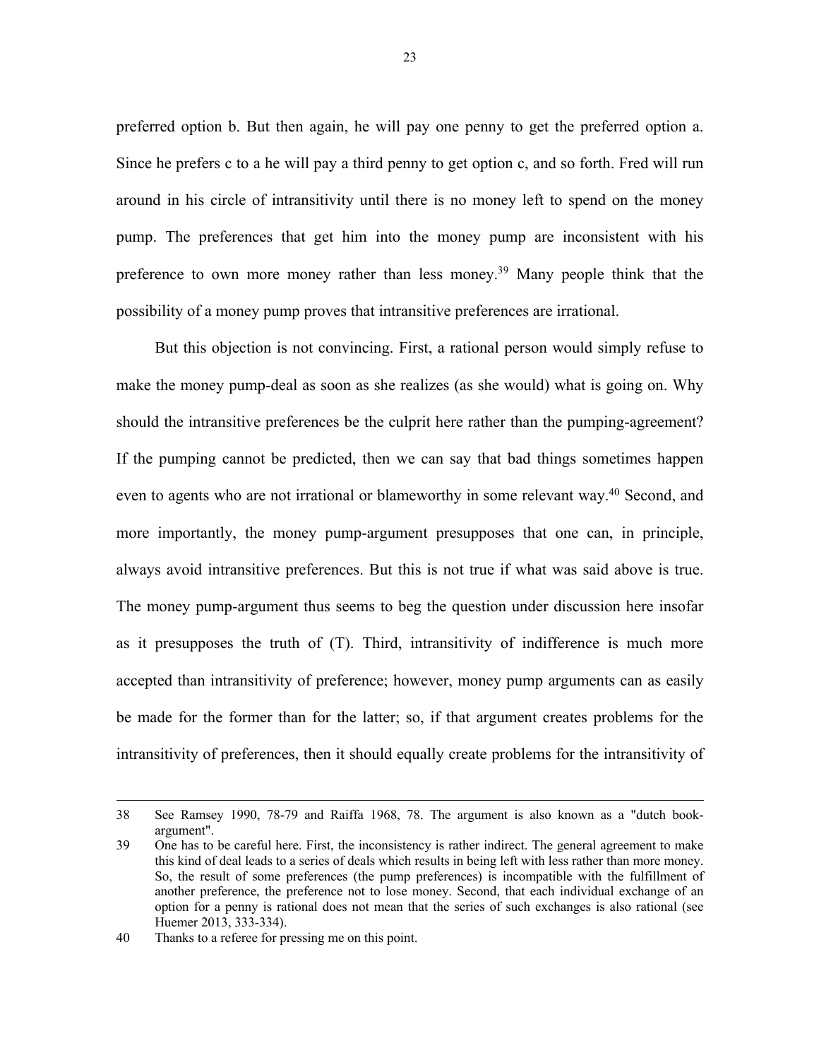preferred option b. But then again, he will pay one penny to get the preferred option a. Since he prefers c to a he will pay a third penny to get option c, and so forth. Fred will run around in his circle of intransitivity until there is no money left to spend on the money pump. The preferences that get him into the money pump are inconsistent with his preference to own more money rather than less money.[39] Many people think that the possibility of a money pump proves that intransitive preferences are irrational.

But this objection is not convincing. First, a rational person would simply refuse to make the money pump-deal as soon as she realizes (as she would) what is going on. Why should the intransitive preferences be the culprit here rather than the pumping-agreement? If the pumping cannot be predicted, then we can say that bad things sometimes happen even to agents who are not irrational or blameworthy in some relevant way.[40] Second, and more importantly, the money pump-argument presupposes that one can, in principle, always avoid intransitive preferences. But this is not true if what was said above is true. The money pump-argument thus seems to beg the question under discussion here insofar as it presupposes the truth of (T). Third, intransitivity of indifference is much more accepted than intransitivity of preference; however, money pump arguments can as easily be made for the former than for the latter; so, if that argument creates problems for the intransitivity of preferences, then it should equally create problems for the intransitivity of

---

38 See Ramsey 1990, 78-79 and Raiffa 1968, 78. The argument is also known as a "dutch book-argument".

39 One has to be careful here. First, the inconsistency is rather indirect. The general agreement to make this kind of deal leads to a series of deals which results in being left with less rather than more money. So, the result of some preferences (the pump preferences) is incompatible with the fulfillment of another preference, the preference not to lose money. Second, that each individual exchange of an option for a penny is rational does not mean that the series of such exchanges is also rational (see Huemer 2013, 333-334).

40 Thanks to a referee for pressing me on this point.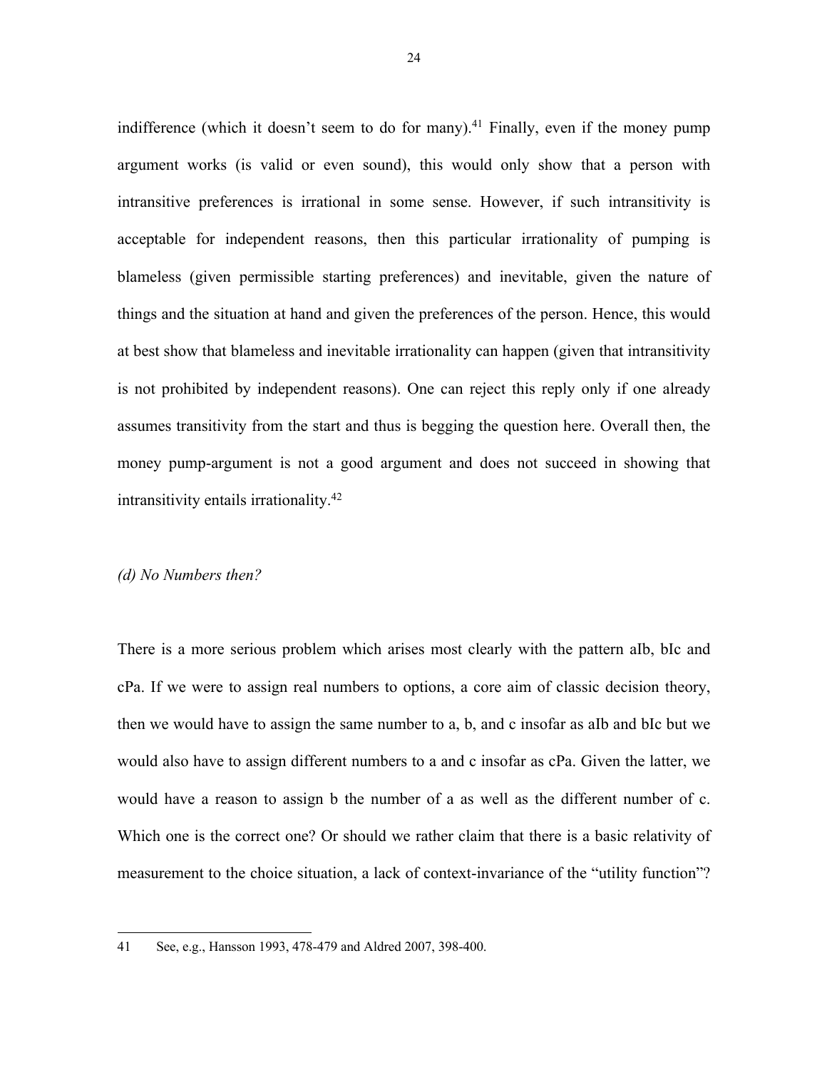indifference (which it doesn't seem to do for many).[41] Finally, even if the money pump argument works (is valid or even sound), this would only show that a person with intransitive preferences is irrational in some sense. However, if such intransitivity is acceptable for independent reasons, then this particular irrationality of pumping is blameless (given permissible starting preferences) and inevitable, given the nature of things and the situation at hand and given the preferences of the person. Hence, this would at best show that blameless and inevitable irrationality can happen (given that intransitivity is not prohibited by independent reasons). One can reject this reply only if one already assumes transitivity from the start and thus is begging the question here. Overall then, the money pump-argument is not a good argument and does not succeed in showing that intransitivity entails irrationality.[42]

### *(d) No Numbers then?*

There is a more serious problem which arises most clearly with the pattern aIb, bIc and cPa. If we were to assign real numbers to options, a core aim of classic decision theory, then we would have to assign the same number to a, b, and c insofar as aIb and bIc but we would also have to assign different numbers to a and c insofar as cPa. Given the latter, we would have a reason to assign b the number of a as well as the different number of c. Which one is the correct one? Or should we rather claim that there is a basic relativity of measurement to the choice situation, a lack of context-invariance of the "utility function"?

---

41 See, e.g., Hansson 1993, 478-479 and Aldred 2007, 398-400.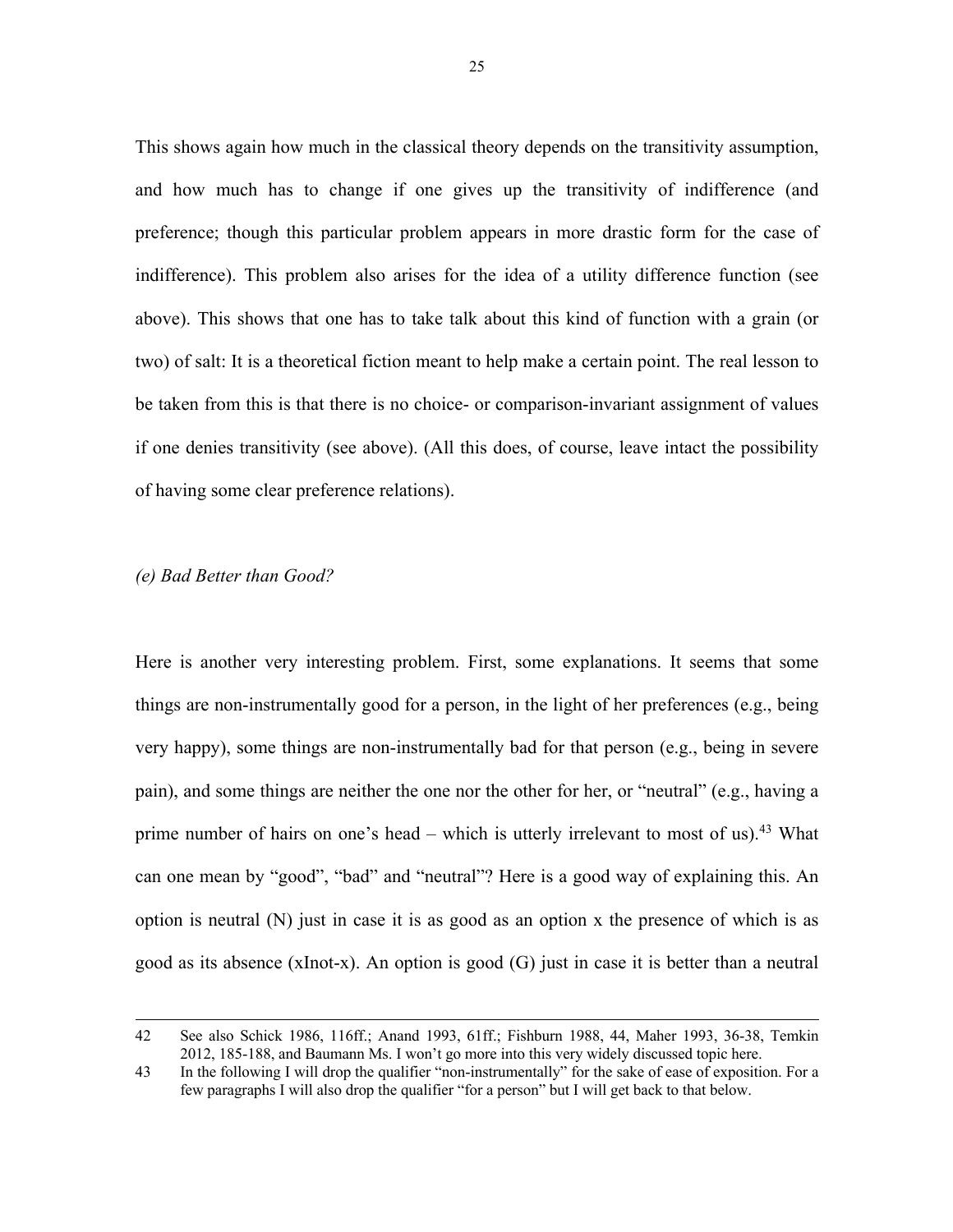This shows again how much in the classical theory depends on the transitivity assumption, and how much has to change if one gives up the transitivity of indifference (and preference; though this particular problem appears in more drastic form for the case of indifference). This problem also arises for the idea of a utility difference function (see above). This shows that one has to take talk about this kind of function with a grain (or two) of salt: It is a theoretical fiction meant to help make a certain point. The real lesson to be taken from this is that there is no choice- or comparison-invariant assignment of values if one denies transitivity (see above). (All this does, of course, leave intact the possibility of having some clear preference relations).

### *(e) Bad Better than Good?*

Here is another very interesting problem. First, some explanations. It seems that some things are non-instrumentally good for a person, in the light of her preferences (e.g., being very happy), some things are non-instrumentally bad for that person (e.g., being in severe pain), and some things are neither the one nor the other for her, or "neutral" (e.g., having a prime number of hairs on one's head – which is utterly irrelevant to most of us).[43] What can one mean by "good", "bad" and "neutral"? Here is a good way of explaining this. An option is neutral (N) just in case it is as good as an option x the presence of which is as good as its absence (xInot-x). An option is good (G) just in case it is better than a neutral

---

42 See also Schick 1986, 116ff.; Anand 1993, 61ff.; Fishburn 1988, 44, Maher 1993, 36-38, Temkin 2012, 185-188, and Baumann Ms. I won't go more into this very widely discussed topic here.

43 In the following I will drop the qualifier "non-instrumentally" for the sake of ease of exposition. For a few paragraphs I will also drop the qualifier "for a person" but I will get back to that below.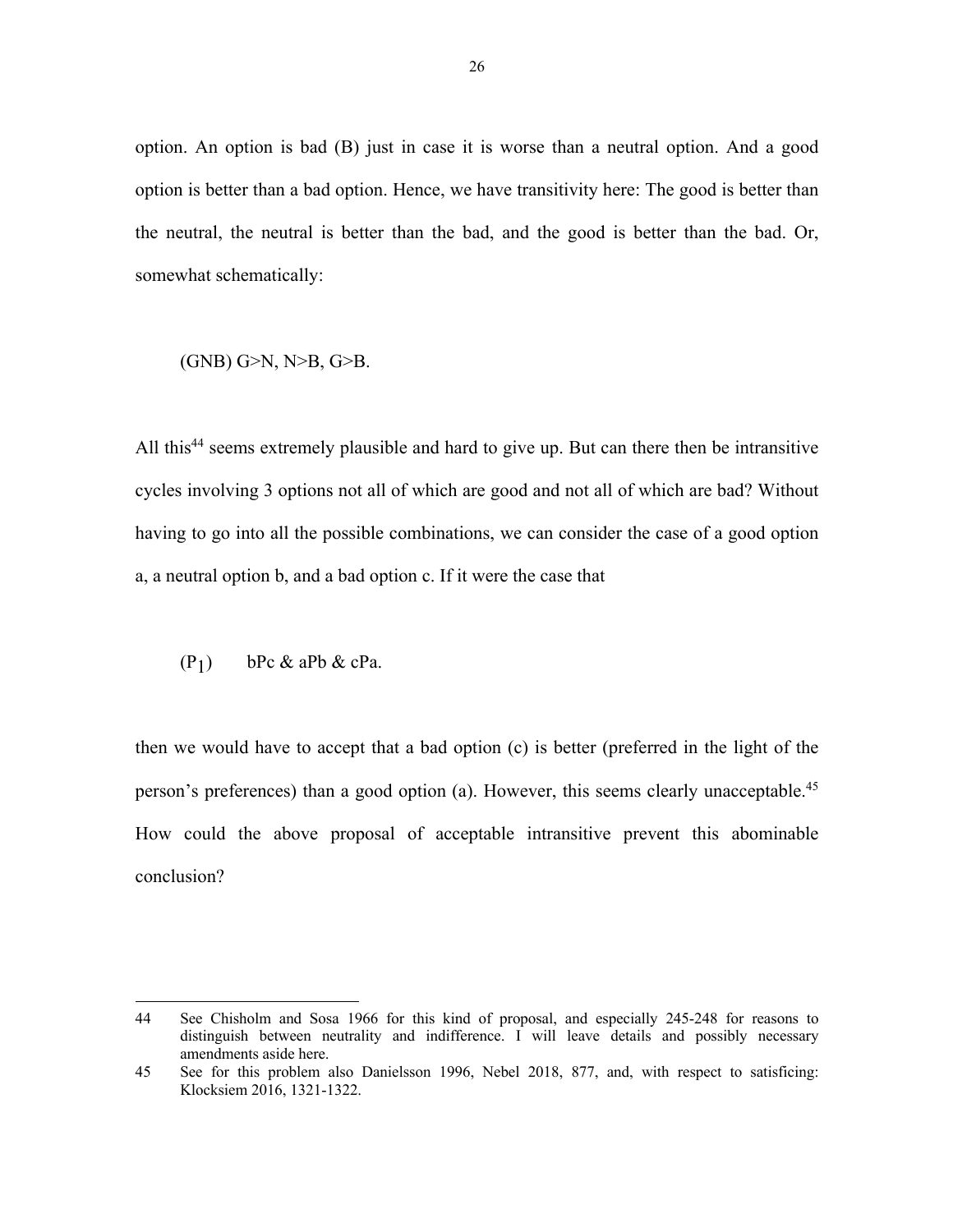option. An option is bad (B) just in case it is worse than a neutral option. And a good option is better than a bad option. Hence, we have transitivity here: The good is better than the neutral, the neutral is better than the bad, and the good is better than the bad. Or, somewhat schematically:

(GNB) G>N, N>B, G>B.

All this[44] seems extremely plausible and hard to give up. But can there then be intransitive cycles involving 3 options not all of which are good and not all of which are bad? Without having to go into all the possible combinations, we can consider the case of a good option a, a neutral option b, and a bad option c. If it were the case that

($P_1$) bPc & aPb & cPa.

then we would have to accept that a bad option (c) is better (preferred in the light of the person's preferences) than a good option (a). However, this seems clearly unacceptable.[45] How could the above proposal of acceptable intransitive prevent this abominable conclusion?

44 See Chisholm and Sosa 1966 for this kind of proposal, and especially 245-248 for reasons to distinguish between neutrality and indifference. I will leave details and possibly necessary amendments aside here.

45 See for this problem also Danielsson 1996, Nebel 2018, 877, and, with respect to satisficing: Klocksiem 2016, 1321-1322.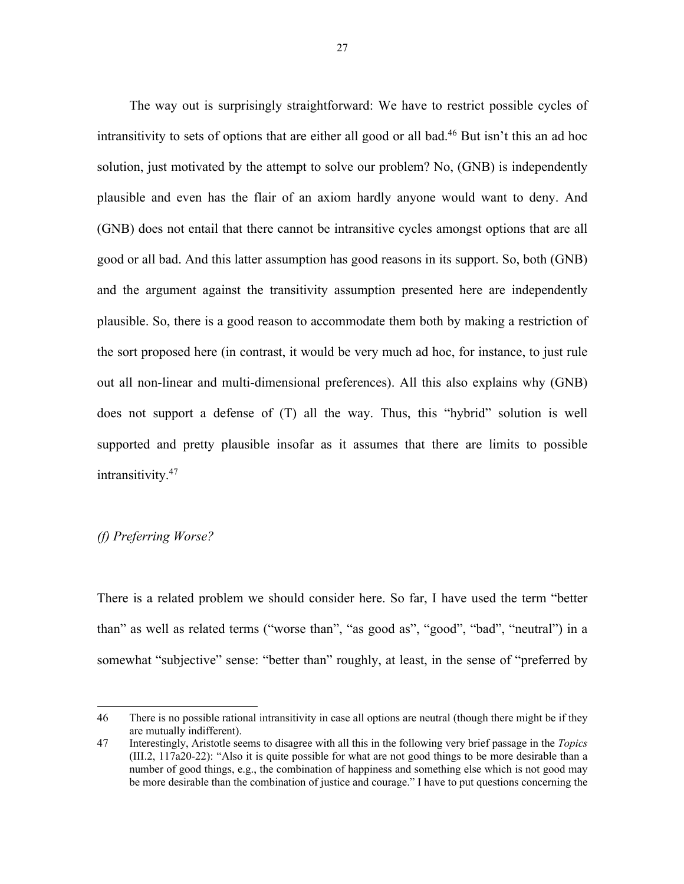The way out is surprisingly straightforward: We have to restrict possible cycles of intransitivity to sets of options that are either all good or all bad.[46] But isn't this an ad hoc solution, just motivated by the attempt to solve our problem? No, (GNB) is independently plausible and even has the flair of an axiom hardly anyone would want to deny. And (GNB) does not entail that there cannot be intransitive cycles amongst options that are all good or all bad. And this latter assumption has good reasons in its support. So, both (GNB) and the argument against the transitivity assumption presented here are independently plausible. So, there is a good reason to accommodate them both by making a restriction of the sort proposed here (in contrast, it would be very much ad hoc, for instance, to just rule out all non-linear and multi-dimensional preferences). All this also explains why (GNB) does not support a defense of (T) all the way. Thus, this "hybrid" solution is well supported and pretty plausible insofar as it assumes that there are limits to possible intransitivity.[47]

### *(f) Preferring Worse?*

There is a related problem we should consider here. So far, I have used the term "better than" as well as related terms ("worse than", "as good as", "good", "bad", "neutral") in a somewhat "subjective" sense: "better than" roughly, at least, in the sense of "preferred by

---

46 There is no possible rational intransitivity in case all options are neutral (though there might be if they are mutually indifferent).

47 Interestingly, Aristotle seems to disagree with all this in the following very brief passage in the *Topics* (III.2, 117a20-22): "Also it is quite possible for what are not good things to be more desirable than a number of good things, e.g., the combination of happiness and something else which is not good may be more desirable than the combination of justice and courage." I have to put questions concerning the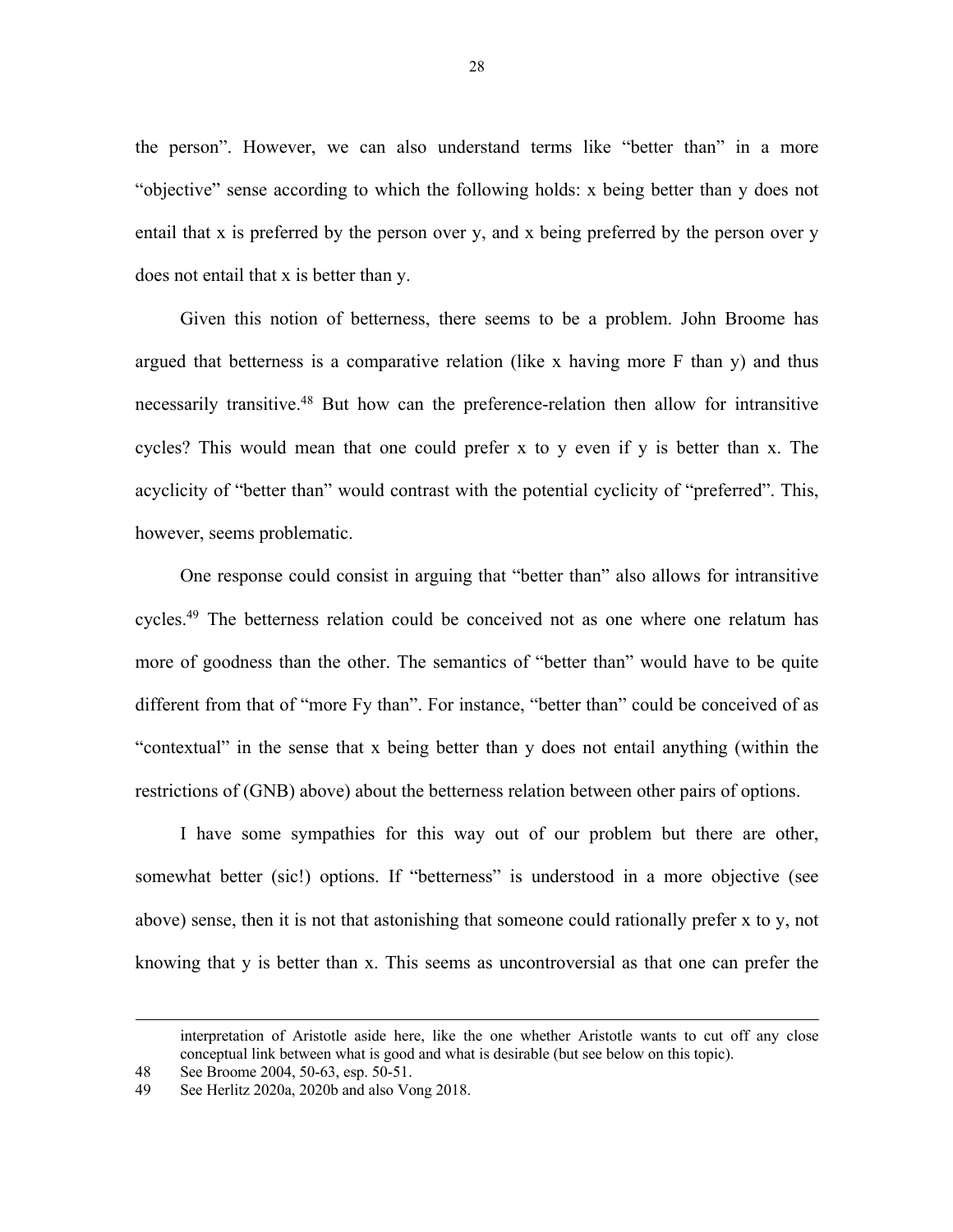the person". However, we can also understand terms like "better than" in a more "objective" sense according to which the following holds: x being better than y does not entail that x is preferred by the person over y, and x being preferred by the person over y does not entail that x is better than y.

Given this notion of betterness, there seems to be a problem. John Broome has argued that betterness is a comparative relation (like x having more F than y) and thus necessarily transitive.[48] But how can the preference-relation then allow for intransitive cycles? This would mean that one could prefer x to y even if y is better than x. The acyclicity of "better than" would contrast with the potential cyclicity of "preferred". This, however, seems problematic.

One response could consist in arguing that "better than" also allows for intransitive cycles.[49] The betterness relation could be conceived not as one where one relatum has more of goodness than the other. The semantics of "better than" would have to be quite different from that of "more Fy than". For instance, "better than" could be conceived of as "contextual" in the sense that x being better than y does not entail anything (within the restrictions of (GNB) above) about the betterness relation between other pairs of options.

I have some sympathies for this way out of our problem but there are other, somewhat better (sic!) options. If "betterness" is understood in a more objective (see above) sense, then it is not that astonishing that someone could rationally prefer x to y, not knowing that y is better than x. This seems as uncontroversial as that one can prefer the

---

interpretation of Aristotle aside here, like the one whether Aristotle wants to cut off any close conceptual link between what is good and what is desirable (but see below on this topic).

48 See Broome 2004, 50-63, esp. 50-51.

49 See Herlitz 2020a, 2020b and also Vong 2018.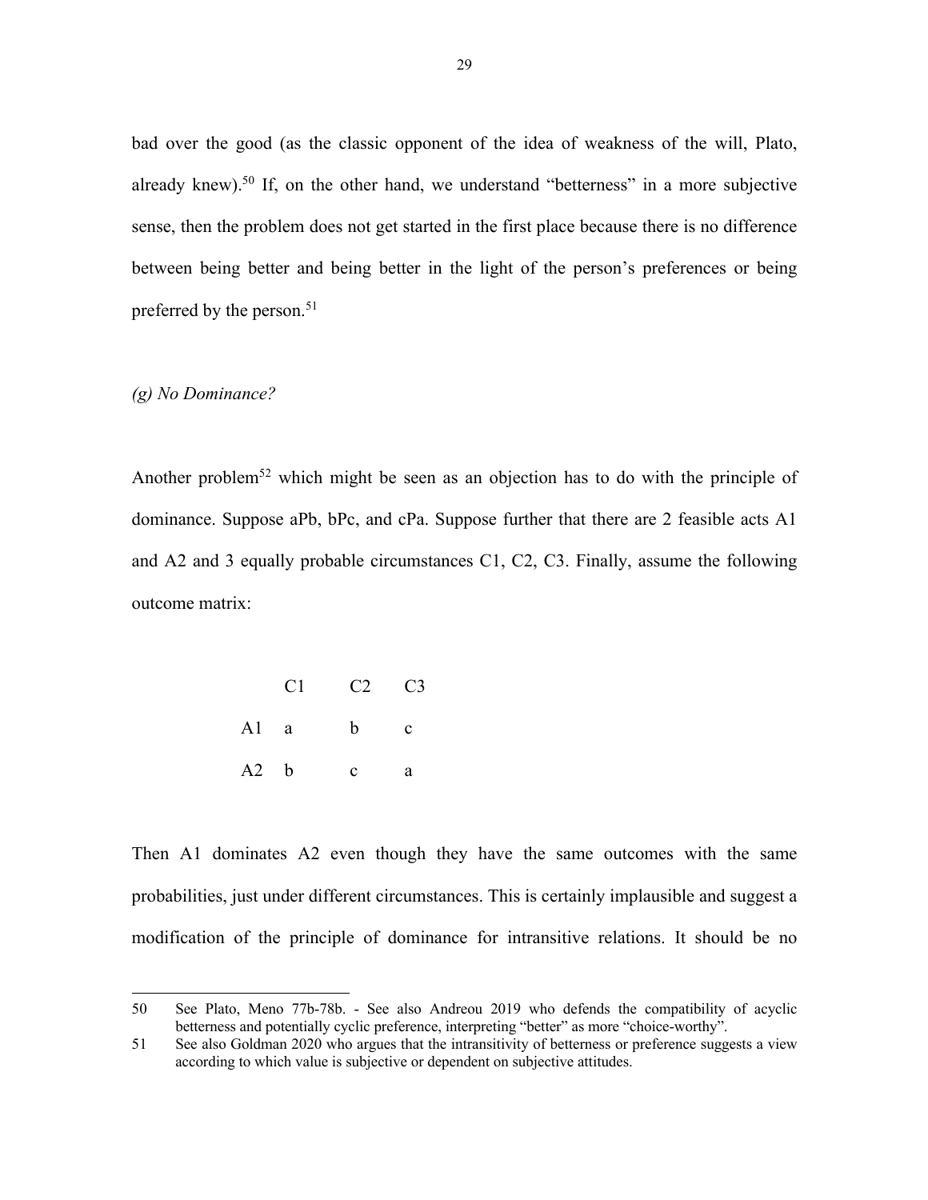bad over the good (as the classic opponent of the idea of weakness of the will, Plato, already knew).[50] If, on the other hand, we understand "betterness" in a more subjective sense, then the problem does not get started in the first place because there is no difference between being better and being better in the light of the person's preferences or being preferred by the person.[51]

### *(g) No Dominance?*

Another problem[52] which might be seen as an objection has to do with the principle of dominance. Suppose aPb, bPc, and cPa. Suppose further that there are 2 feasible acts A1 and A2 and 3 equally probable circumstances C1, C2, C3. Finally, assume the following outcome matrix:

| | C1 | C2 | C3 |
|---|---|---|---|
| A1 | a | b | c |
| A2 | b | c | a |

Then A1 dominates A2 even though they have the same outcomes with the same probabilities, just under different circumstances. This is certainly implausible and suggest a modification of the principle of dominance for intransitive relations. It should be no

---

50 See Plato, Meno 77b-78b. - See also Andreou 2019 who defends the compatibility of acyclic betterness and potentially cyclic preference, interpreting "better" as more "choice-worthy".

51 See also Goldman 2020 who argues that the intransitivity of betterness or preference suggests a view according to which value is subjective or dependent on subjective attitudes.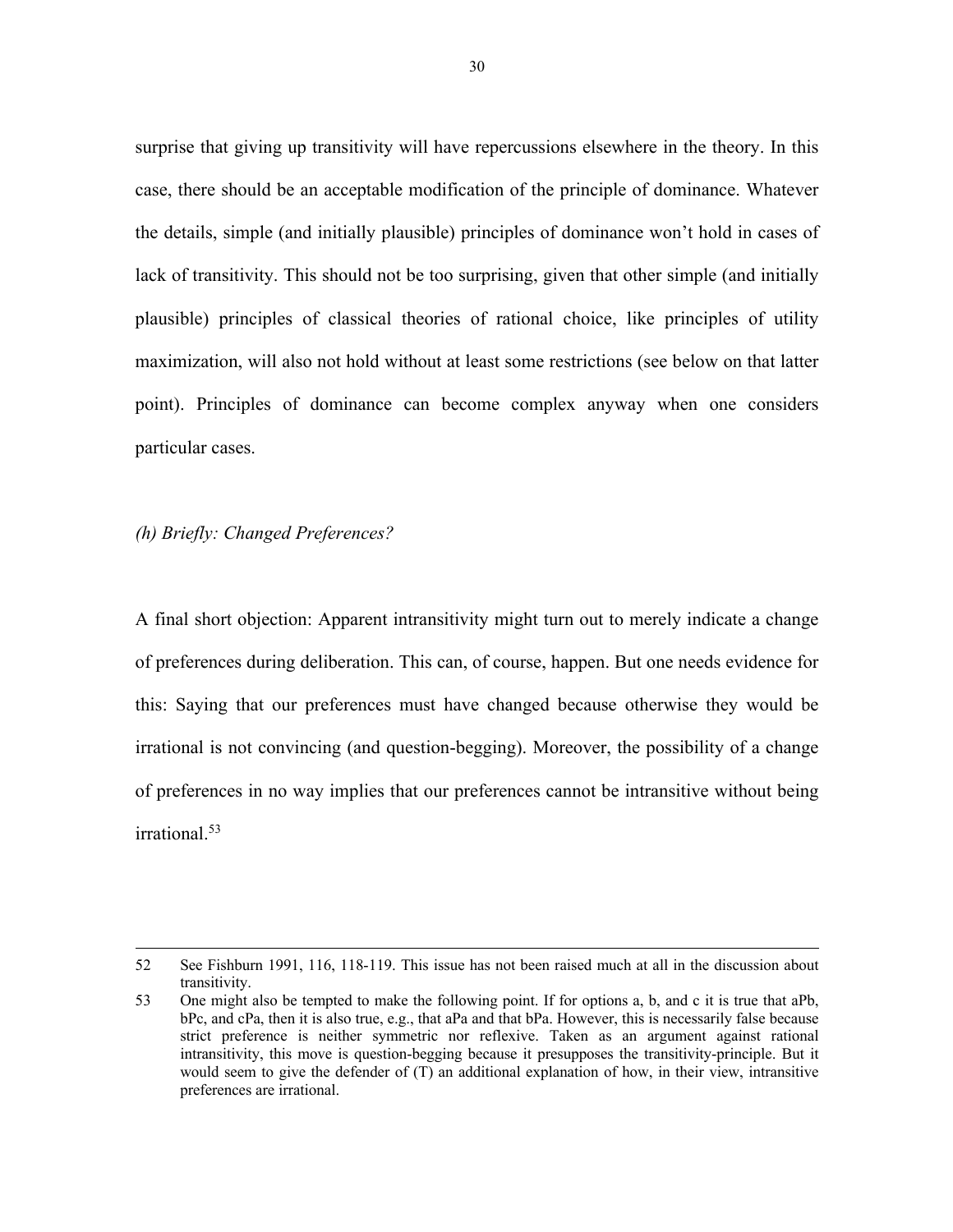surprise that giving up transitivity will have repercussions elsewhere in the theory. In this case, there should be an acceptable modification of the principle of dominance. Whatever the details, simple (and initially plausible) principles of dominance won't hold in cases of lack of transitivity. This should not be too surprising, given that other simple (and initially plausible) principles of classical theories of rational choice, like principles of utility maximization, will also not hold without at least some restrictions (see below on that latter point). Principles of dominance can become complex anyway when one considers particular cases.

*(h) Briefly: Changed Preferences?*

A final short objection: Apparent intransitivity might turn out to merely indicate a change of preferences during deliberation. This can, of course, happen. But one needs evidence for this: Saying that our preferences must have changed because otherwise they would be irrational is not convincing (and question-begging). Moreover, the possibility of a change of preferences in no way implies that our preferences cannot be intransitive without being irrational.[53]

---

52 See Fishburn 1991, 116, 118-119. This issue has not been raised much at all in the discussion about transitivity.

53 One might also be tempted to make the following point. If for options a, b, and c it is true that aPb, bPc, and cPa, then it is also true, e.g., that aPa and that bPa. However, this is necessarily false because strict preference is neither symmetric nor reflexive. Taken as an argument against rational intransitivity, this move is question-begging because it presupposes the transitivity-principle. But it would seem to give the defender of (T) an additional explanation of how, in their view, intransitive preferences are irrational.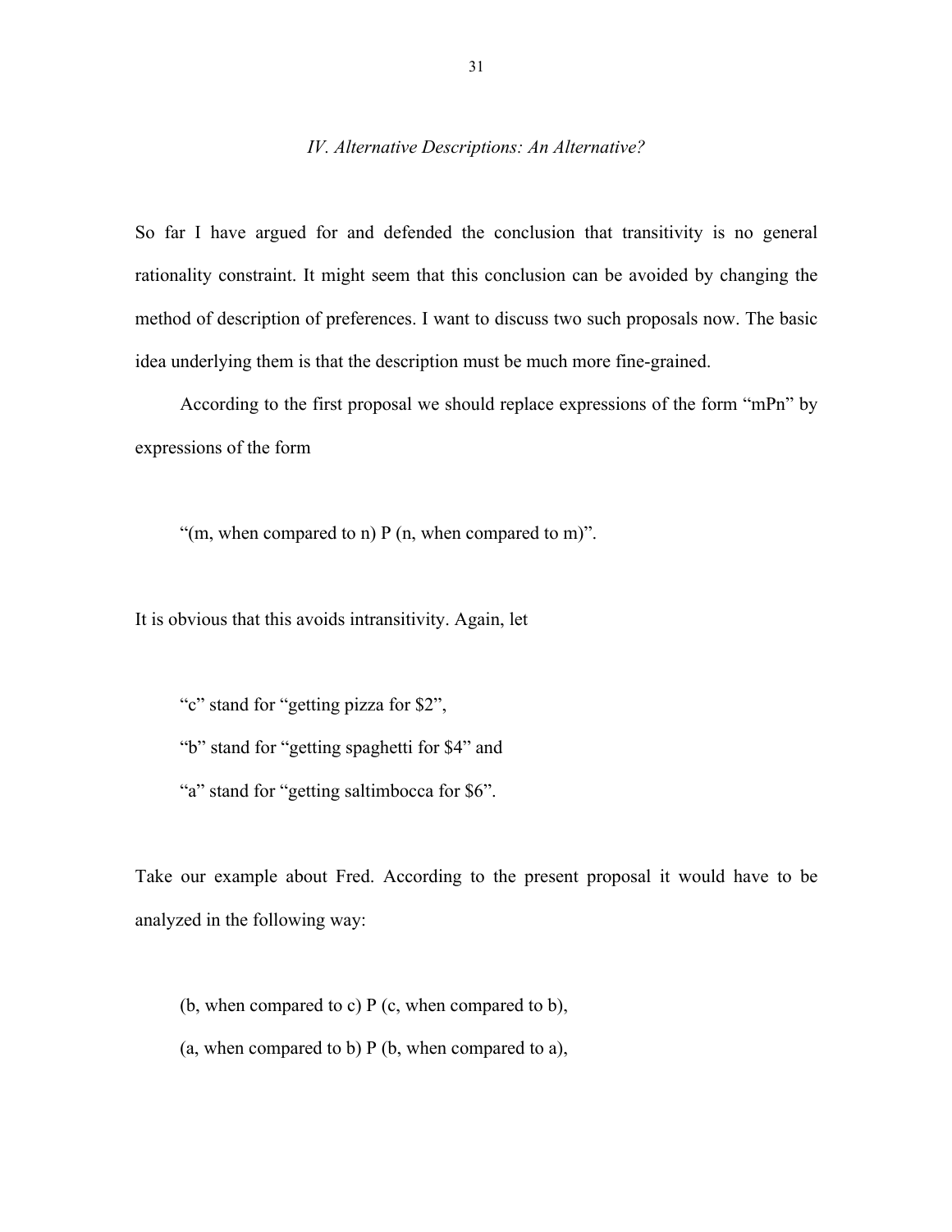### *IV. Alternative Descriptions: An Alternative?*

So far I have argued for and defended the conclusion that transitivity is no general rationality constraint. It might seem that this conclusion can be avoided by changing the method of description of preferences. I want to discuss two such proposals now. The basic idea underlying them is that the description must be much more fine-grained.

According to the first proposal we should replace expressions of the form "mPn" by expressions of the form

> "(m, when compared to n) P (n, when compared to m)".

It is obvious that this avoids intransitivity. Again, let

> "c" stand for "getting pizza for $2",
>
> "b" stand for "getting spaghetti for $4" and
>
> "a" stand for "getting saltimbocca for $6".

Take our example about Fred. According to the present proposal it would have to be analyzed in the following way:

> (b, when compared to c) P (c, when compared to b),
>
> (a, when compared to b) P (b, when compared to a),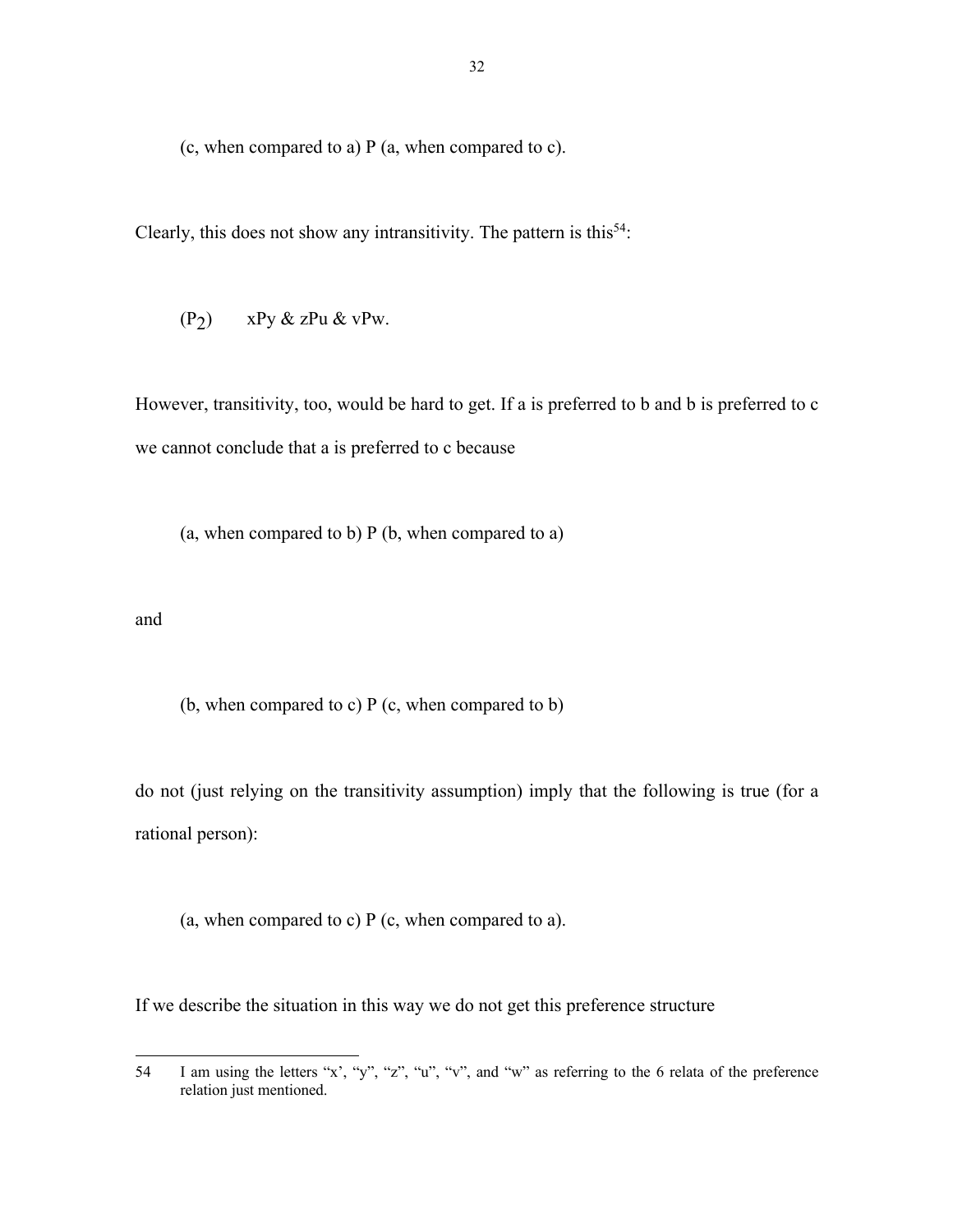(c, when compared to a) P (a, when compared to c).

Clearly, this does not show any intransitivity. The pattern is this[54]:

($P_2$) xPy & zPu & vPw.

However, transitivity, too, would be hard to get. If a is preferred to b and b is preferred to c we cannot conclude that a is preferred to c because

(a, when compared to b) P (b, when compared to a)

and

(b, when compared to c) P (c, when compared to b)

do not (just relying on the transitivity assumption) imply that the following is true (for a rational person):

(a, when compared to c) P (c, when compared to a).

If we describe the situation in this way we do not get this preference structure

---

54 I am using the letters "x', "y", "z", "u", "v", and "w" as referring to the 6 relata of the preference relation just mentioned.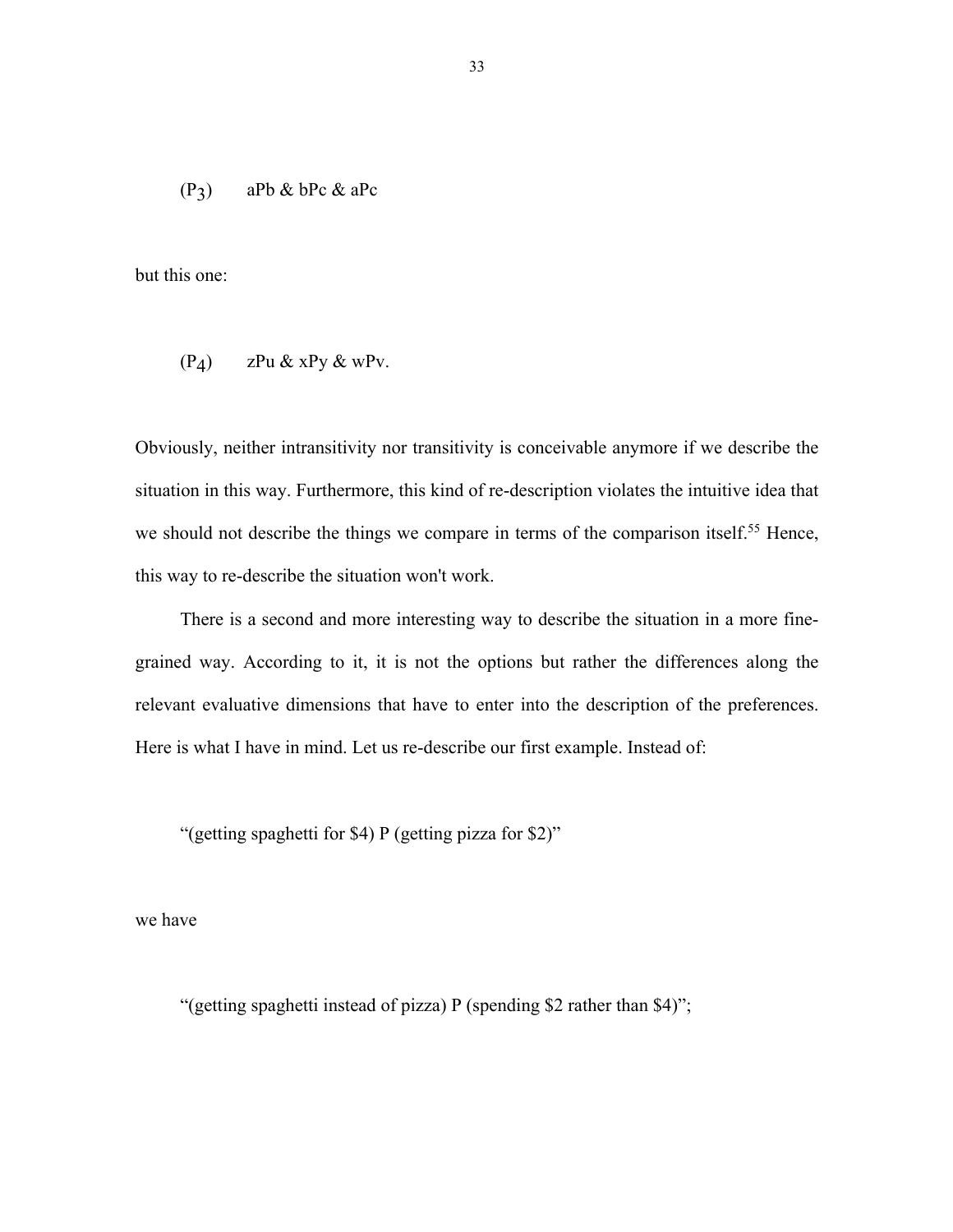($P_3$) aPb & bPc & aPc

but this one:

($P_4$) zPu & xPy & wPv.

Obviously, neither intransitivity nor transitivity is conceivable anymore if we describe the situation in this way. Furthermore, this kind of re-description violates the intuitive idea that we should not describe the things we compare in terms of the comparison itself.[55] Hence, this way to re-describe the situation won't work.

There is a second and more interesting way to describe the situation in a more fine-grained way. According to it, it is not the options but rather the differences along the relevant evaluative dimensions that have to enter into the description of the preferences. Here is what I have in mind. Let us re-describe our first example. Instead of:

"(getting spaghetti for $4) P (getting pizza for $2)"

we have

"(getting spaghetti instead of pizza) P (spending $2 rather than $4)";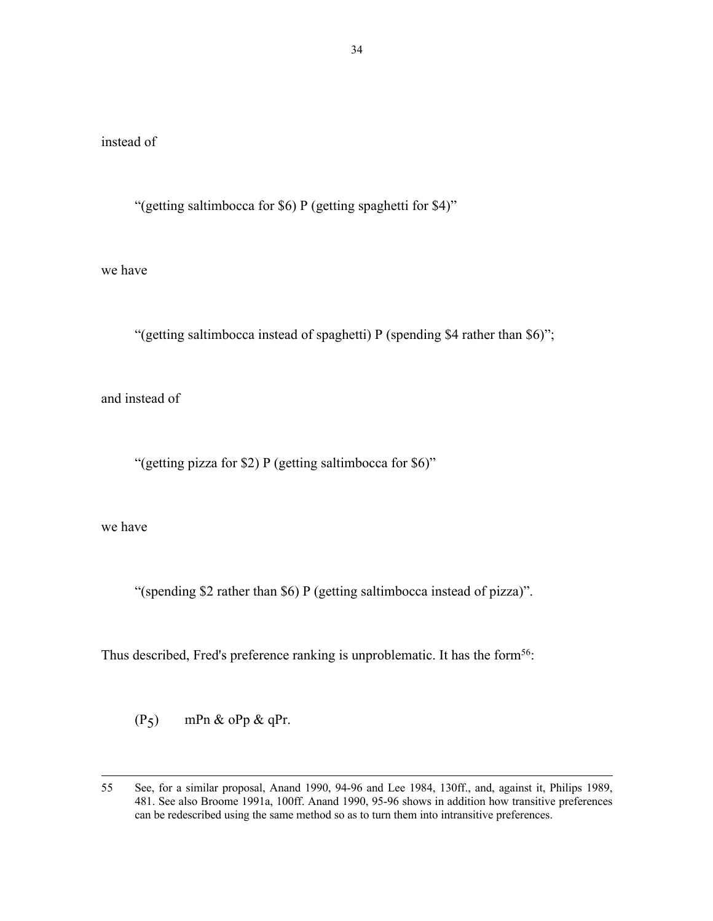instead of

"(getting saltimbocca for \$6) P (getting spaghetti for \$4)"

we have

"(getting saltimbocca instead of spaghetti) P (spending \$4 rather than \$6)";

and instead of

"(getting pizza for \$2) P (getting saltimbocca for \$6)"

we have

"(spending \$2 rather than \$6) P (getting saltimbocca instead of pizza)".

Thus described, Fred's preference ranking is unproblematic. It has the form[56]:

$(P_5)$ mPn & oPp & qPr.

---

55 See, for a similar proposal, Anand 1990, 94-96 and Lee 1984, 130ff., and, against it, Philips 1989, 481. See also Broome 1991a, 100ff. Anand 1990, 95-96 shows in addition how transitive preferences can be redescribed using the same method so as to turn them into intransitive preferences.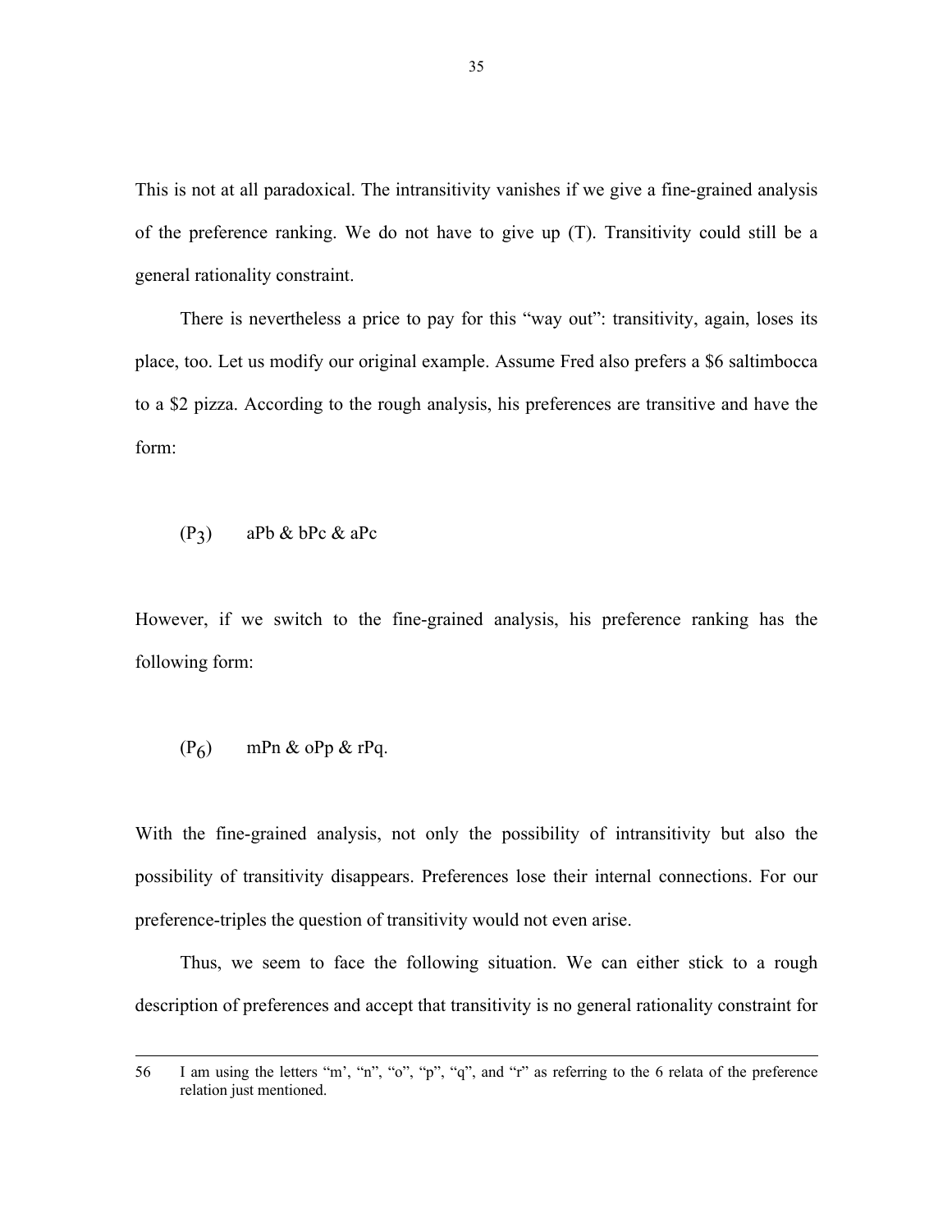This is not at all paradoxical. The intransitivity vanishes if we give a fine-grained analysis of the preference ranking. We do not have to give up (T). Transitivity could still be a general rationality constraint.

There is nevertheless a price to pay for this "way out": transitivity, again, loses its place, too. Let us modify our original example. Assume Fred also prefers a $6 saltimbocca to a $2 pizza. According to the rough analysis, his preferences are transitive and have the form:

($P_3$) aPb & bPc & aPc

However, if we switch to the fine-grained analysis, his preference ranking has the following form:

($P_6$) mPn & oPp & rPq.

With the fine-grained analysis, not only the possibility of intransitivity but also the possibility of transitivity disappears. Preferences lose their internal connections. For our preference-triples the question of transitivity would not even arise.

Thus, we seem to face the following situation. We can either stick to a rough description of preferences and accept that transitivity is no general rationality constraint for

---

56 I am using the letters "m', "n", "o", "p", "q", and "r" as referring to the 6 relata of the preference relation just mentioned.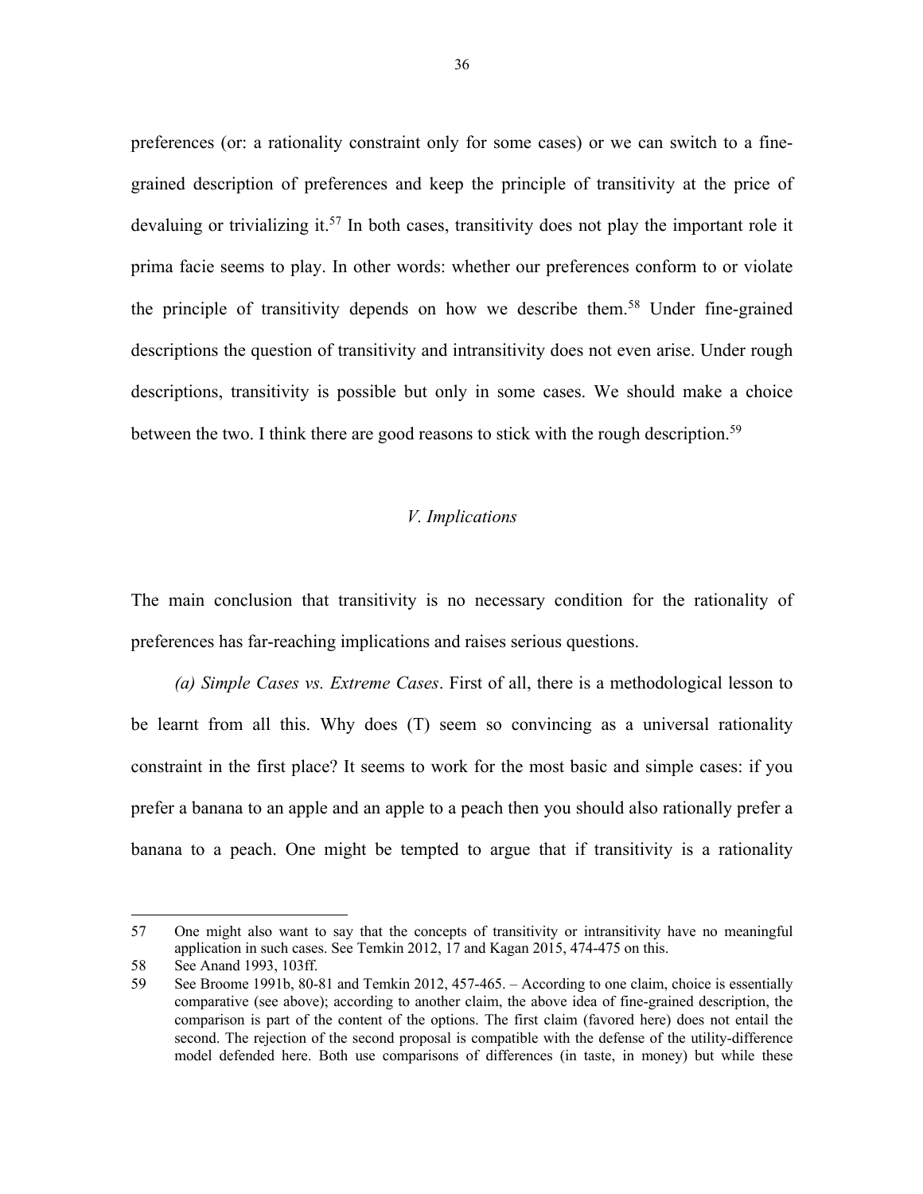preferences (or: a rationality constraint only for some cases) or we can switch to a fine-grained description of preferences and keep the principle of transitivity at the price of devaluing or trivializing it.[57] In both cases, transitivity does not play the important role it prima facie seems to play. In other words: whether our preferences conform to or violate the principle of transitivity depends on how we describe them.[58] Under fine-grained descriptions the question of transitivity and intransitivity does not even arise. Under rough descriptions, transitivity is possible but only in some cases. We should make a choice between the two. I think there are good reasons to stick with the rough description.[59]

## *V. Implications*

The main conclusion that transitivity is no necessary condition for the rationality of preferences has far-reaching implications and raises serious questions.

*(a) Simple Cases vs. Extreme Cases*. First of all, there is a methodological lesson to be learnt from all this. Why does (T) seem so convincing as a universal rationality constraint in the first place? It seems to work for the most basic and simple cases: if you prefer a banana to an apple and an apple to a peach then you should also rationally prefer a banana to a peach. One might be tempted to argue that if transitivity is a rationality

---

57 One might also want to say that the concepts of transitivity or intransitivity have no meaningful application in such cases. See Temkin 2012, 17 and Kagan 2015, 474-475 on this.

58 See Anand 1993, 103ff.

59 See Broome 1991b, 80-81 and Temkin 2012, 457-465. – According to one claim, choice is essentially comparative (see above); according to another claim, the above idea of fine-grained description, the comparison is part of the content of the options. The first claim (favored here) does not entail the second. The rejection of the second proposal is compatible with the defense of the utility-difference model defended here. Both use comparisons of differences (in taste, in money) but while these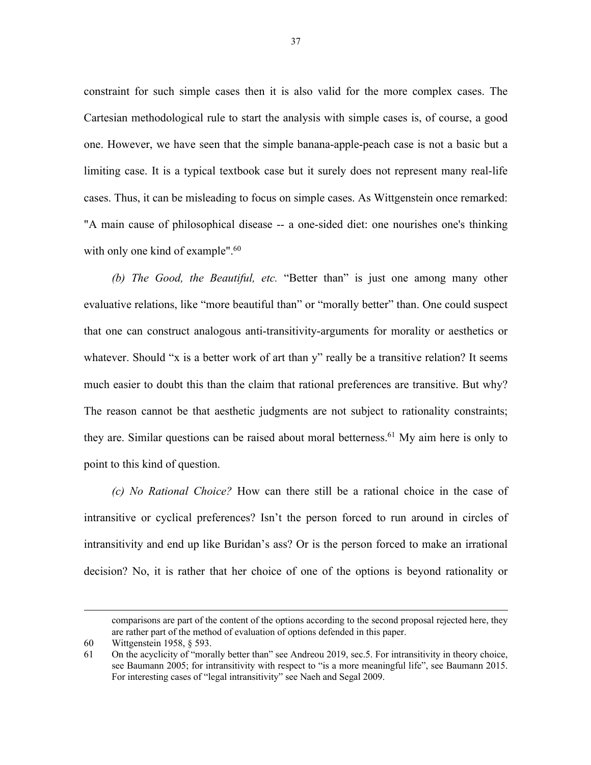constraint for such simple cases then it is also valid for the more complex cases. The Cartesian methodological rule to start the analysis with simple cases is, of course, a good one. However, we have seen that the simple banana-apple-peach case is not a basic but a limiting case. It is a typical textbook case but it surely does not represent many real-life cases. Thus, it can be misleading to focus on simple cases. As Wittgenstein once remarked: "A main cause of philosophical disease -- a one-sided diet: one nourishes one's thinking with only one kind of example".[60]

*(b) The Good, the Beautiful, etc.* "Better than" is just one among many other evaluative relations, like "more beautiful than" or "morally better" than. One could suspect that one can construct analogous anti-transitivity-arguments for morality or aesthetics or whatever. Should "x is a better work of art than y" really be a transitive relation? It seems much easier to doubt this than the claim that rational preferences are transitive. But why? The reason cannot be that aesthetic judgments are not subject to rationality constraints; they are. Similar questions can be raised about moral betterness.[61] My aim here is only to point to this kind of question.

*(c) No Rational Choice?* How can there still be a rational choice in the case of intransitive or cyclical preferences? Isn't the person forced to run around in circles of intransitivity and end up like Buridan's ass? Or is the person forced to make an irrational decision? No, it is rather that her choice of one of the options is beyond rationality or

---

comparisons are part of the content of the options according to the second proposal rejected here, they are rather part of the method of evaluation of options defended in this paper.

60 Wittgenstein 1958, § 593.

61 On the acyclicity of "morally better than" see Andreou 2019, sec.5. For intransitivity in theory choice, see Baumann 2005; for intransitivity with respect to "is a more meaningful life", see Baumann 2015. For interesting cases of "legal intransitivity" see Naeh and Segal 2009.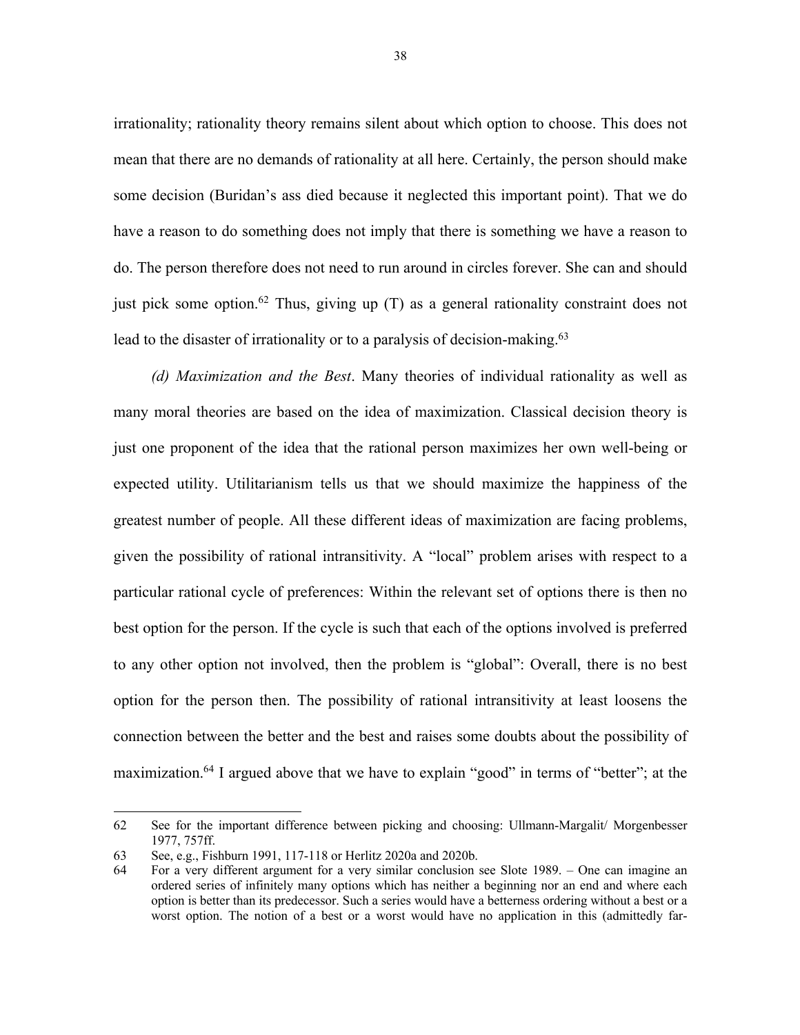irrationality; rationality theory remains silent about which option to choose. This does not mean that there are no demands of rationality at all here. Certainly, the person should make some decision (Buridan's ass died because it neglected this important point). That we do have a reason to do something does not imply that there is something we have a reason to do. The person therefore does not need to run around in circles forever. She can and should just pick some option.[62] Thus, giving up (T) as a general rationality constraint does not lead to the disaster of irrationality or to a paralysis of decision-making.[63]

*(d) Maximization and the Best*. Many theories of individual rationality as well as many moral theories are based on the idea of maximization. Classical decision theory is just one proponent of the idea that the rational person maximizes her own well-being or expected utility. Utilitarianism tells us that we should maximize the happiness of the greatest number of people. All these different ideas of maximization are facing problems, given the possibility of rational intransitivity. A "local" problem arises with respect to a particular rational cycle of preferences: Within the relevant set of options there is then no best option for the person. If the cycle is such that each of the options involved is preferred to any other option not involved, then the problem is "global": Overall, there is no best option for the person then. The possibility of rational intransitivity at least loosens the connection between the better and the best and raises some doubts about the possibility of maximization.[64] I argued above that we have to explain "good" in terms of "better"; at the

---

62 See for the important difference between picking and choosing: Ullmann-Margalit/ Morgenbesser 1977, 757ff.

63 See, e.g., Fishburn 1991, 117-118 or Herlitz 2020a and 2020b.

64 For a very different argument for a very similar conclusion see Slote 1989. – One can imagine an ordered series of infinitely many options which has neither a beginning nor an end and where each option is better than its predecessor. Such a series would have a betterness ordering without a best or a worst option. The notion of a best or a worst would have no application in this (admittedly far-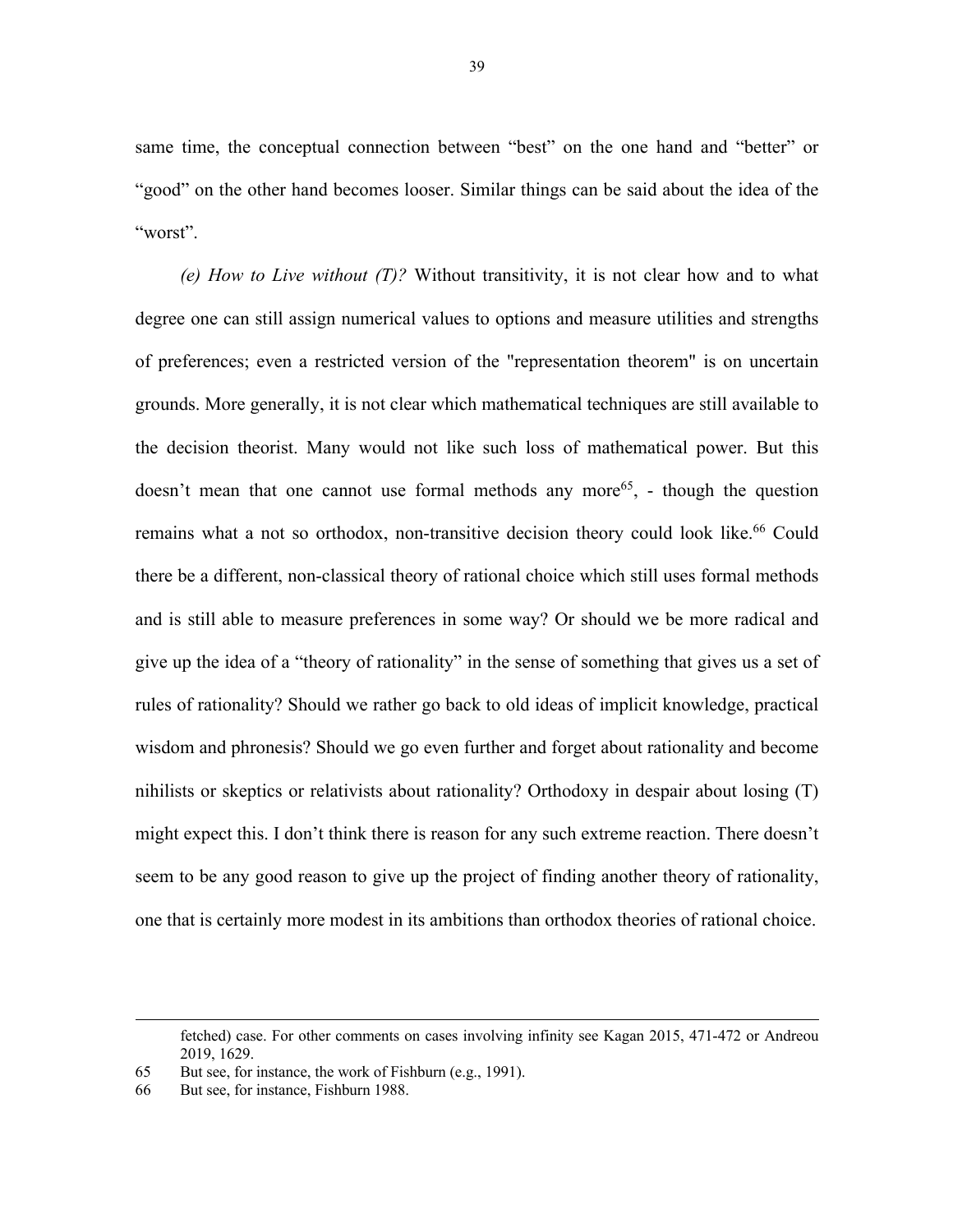same time, the conceptual connection between "best" on the one hand and "better" or "good" on the other hand becomes looser. Similar things can be said about the idea of the "worst".

*(e) How to Live without (T)?* Without transitivity, it is not clear how and to what degree one can still assign numerical values to options and measure utilities and strengths of preferences; even a restricted version of the "representation theorem" is on uncertain grounds. More generally, it is not clear which mathematical techniques are still available to the decision theorist. Many would not like such loss of mathematical power. But this doesn't mean that one cannot use formal methods any more[65], - though the question remains what a not so orthodox, non-transitive decision theory could look like.[66] Could there be a different, non-classical theory of rational choice which still uses formal methods and is still able to measure preferences in some way? Or should we be more radical and give up the idea of a "theory of rationality" in the sense of something that gives us a set of rules of rationality? Should we rather go back to old ideas of implicit knowledge, practical wisdom and phronesis? Should we go even further and forget about rationality and become nihilists or skeptics or relativists about rationality? Orthodoxy in despair about losing (T) might expect this. I don't think there is reason for any such extreme reaction. There doesn't seem to be any good reason to give up the project of finding another theory of rationality, one that is certainly more modest in its ambitions than orthodox theories of rational choice.

---

fetched) case. For other comments on cases involving infinity see Kagan 2015, 471-472 or Andreou 2019, 1629.

65 But see, for instance, the work of Fishburn (e.g., 1991).

66 But see, for instance, Fishburn 1988.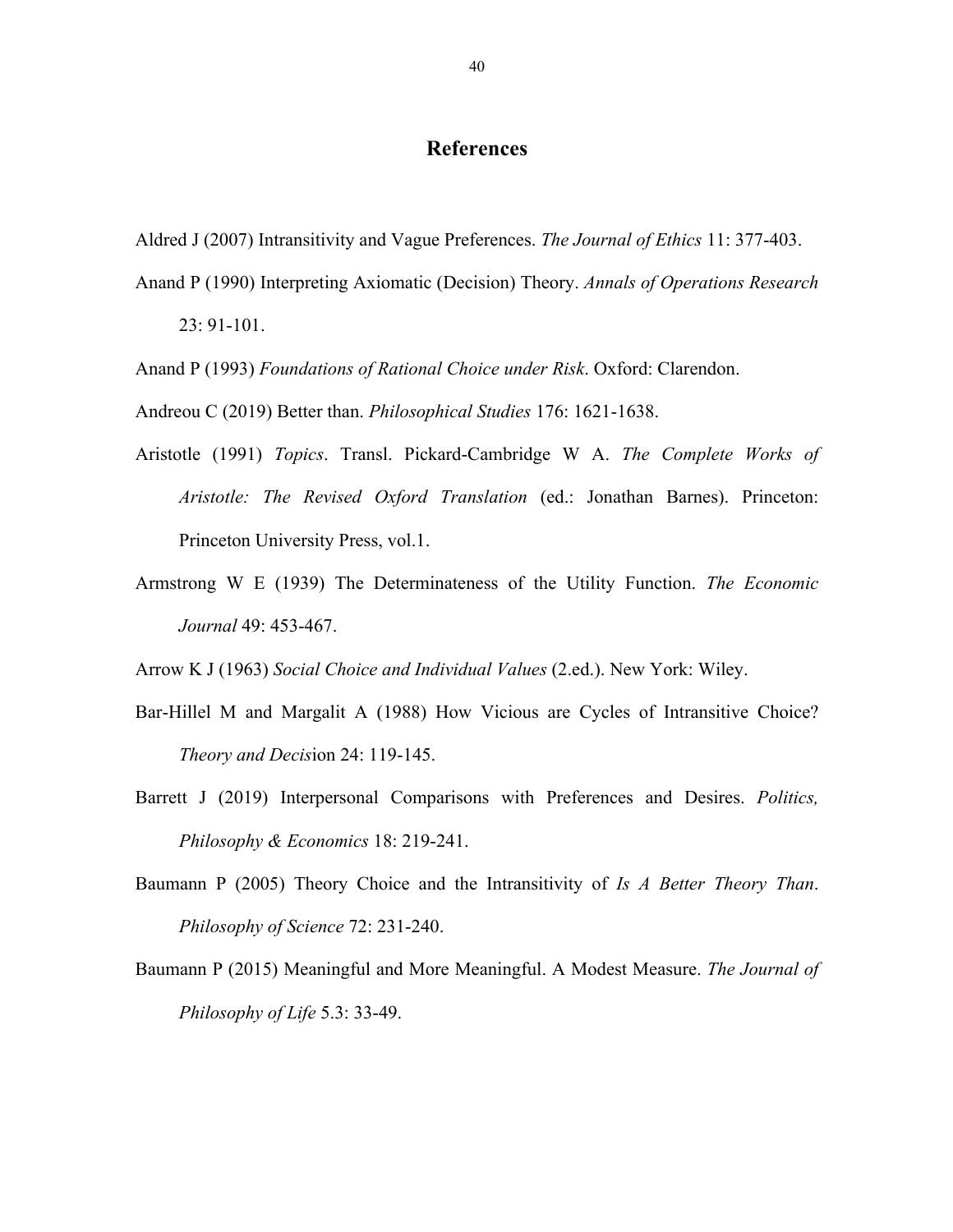# References

Aldred J (2007) Intransitivity and Vague Preferences. *The Journal of Ethics* 11: 377-403.

Anand P (1990) Interpreting Axiomatic (Decision) Theory. *Annals of Operations Research* 23: 91-101.

Anand P (1993) *Foundations of Rational Choice under Risk*. Oxford: Clarendon.

Andreou C (2019) Better than. *Philosophical Studies* 176: 1621-1638.

Aristotle (1991) *Topics*. Transl. Pickard-Cambridge W A. *The Complete Works of Aristotle: The Revised Oxford Translation* (ed.: Jonathan Barnes). Princeton: Princeton University Press, vol.1.

Armstrong W E (1939) The Determinateness of the Utility Function. *The Economic Journal* 49: 453-467.

Arrow K J (1963) *Social Choice and Individual Values* (2.ed.). New York: Wiley.

Bar-Hillel M and Margalit A (1988) How Vicious are Cycles of Intransitive Choice? *Theory and Decis*ion 24: 119-145.

Barrett J (2019) Interpersonal Comparisons with Preferences and Desires. *Politics, Philosophy & Economics* 18: 219-241.

Baumann P (2005) Theory Choice and the Intransitivity of *Is A Better Theory Than*. *Philosophy of Science* 72: 231-240.

Baumann P (2015) Meaningful and More Meaningful. A Modest Measure. *The Journal of Philosophy of Life* 5.3: 33-49.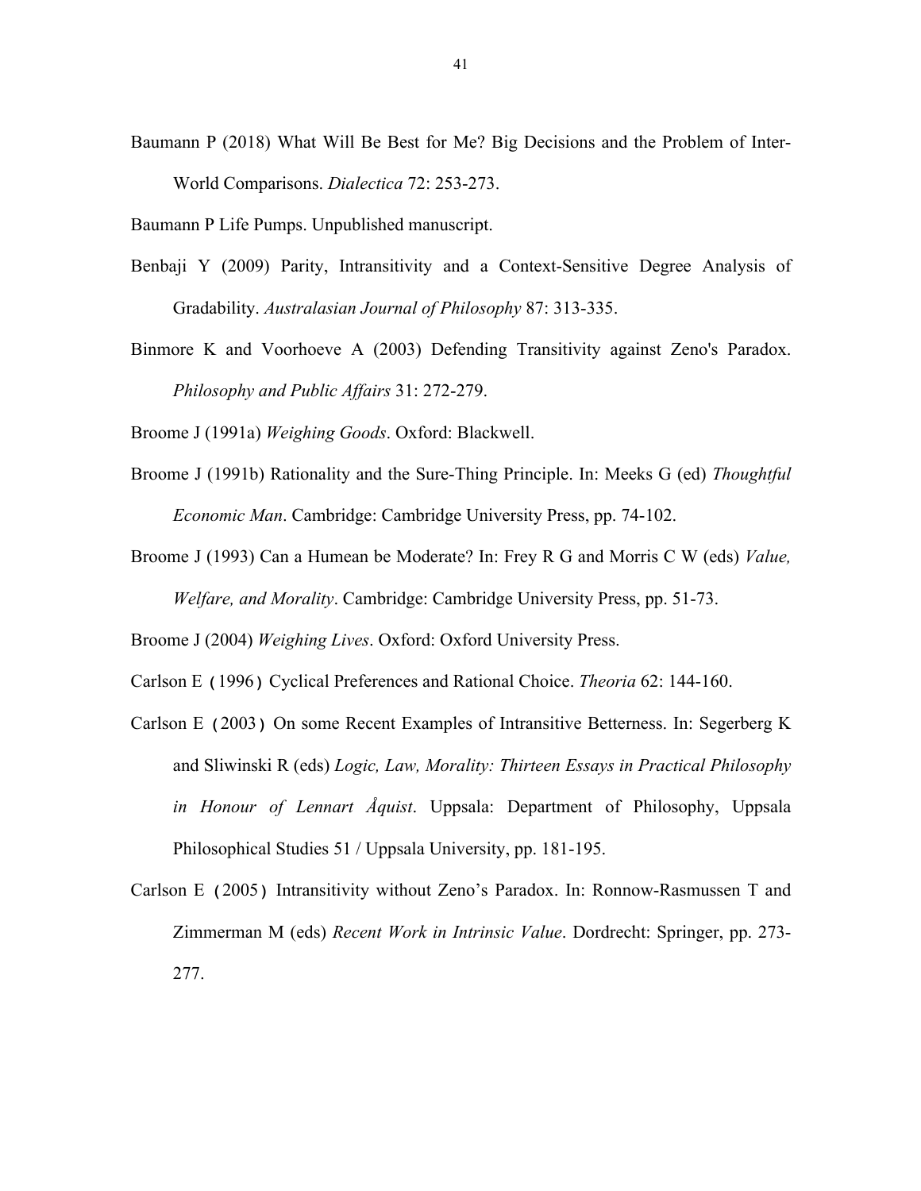Baumann P (2018) What Will Be Best for Me? Big Decisions and the Problem of Inter-World Comparisons. *Dialectica* 72: 253-273.

Baumann P Life Pumps. Unpublished manuscript.

Benbaji Y (2009) Parity, Intransitivity and a Context-Sensitive Degree Analysis of Gradability. *Australasian Journal of Philosophy* 87: 313-335.

Binmore K and Voorhoeve A (2003) Defending Transitivity against Zeno's Paradox. *Philosophy and Public Affairs* 31: 272-279.

Broome J (1991a) *Weighing Goods*. Oxford: Blackwell.

Broome J (1991b) Rationality and the Sure-Thing Principle. In: Meeks G (ed) *Thoughtful Economic Man*. Cambridge: Cambridge University Press, pp. 74-102.

Broome J (1993) Can a Humean be Moderate? In: Frey R G and Morris C W (eds) *Value, Welfare, and Morality*. Cambridge: Cambridge University Press, pp. 51-73.

Broome J (2004) *Weighing Lives*. Oxford: Oxford University Press.

Carlson E（1996）Cyclical Preferences and Rational Choice. *Theoria* 62: 144-160.

Carlson E（2003）On some Recent Examples of Intransitive Betterness. In: Segerberg K and Sliwinski R (eds) *Logic, Law, Morality: Thirteen Essays in Practical Philosophy in Honour of Lennart Åquist*. Uppsala: Department of Philosophy, Uppsala Philosophical Studies 51 / Uppsala University, pp. 181-195.

Carlson E（2005）Intransitivity without Zeno's Paradox. In: Ronnow-Rasmussen T and Zimmerman M (eds) *Recent Work in Intrinsic Value*. Dordrecht: Springer, pp. 273-277.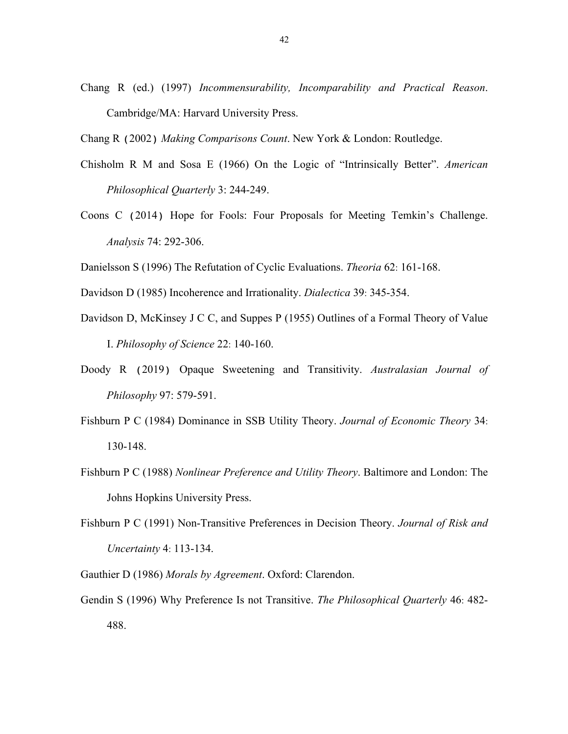Chang R (ed.) (1997) *Incommensurability, Incomparability and Practical Reason*. Cambridge/MA: Harvard University Press.

Chang R（2002）*Making Comparisons Count*. New York & London: Routledge.

Chisholm R M and Sosa E (1966) On the Logic of "Intrinsically Better". *American Philosophical Quarterly* 3: 244-249.

Coons C（2014）Hope for Fools: Four Proposals for Meeting Temkin's Challenge. *Analysis* 74: 292-306.

Danielsson S (1996) The Refutation of Cyclic Evaluations. *Theoria* 62: 161-168.

Davidson D (1985) Incoherence and Irrationality. *Dialectica* 39: 345-354.

Davidson D, McKinsey J C C, and Suppes P (1955) Outlines of a Formal Theory of Value I. *Philosophy of Science* 22: 140-160.

Doody R（2019）Opaque Sweetening and Transitivity. *Australasian Journal of Philosophy* 97: 579-591.

Fishburn P C (1984) Dominance in SSB Utility Theory. *Journal of Economic Theory* 34: 130-148.

Fishburn P C (1988) *Nonlinear Preference and Utility Theory*. Baltimore and London: The Johns Hopkins University Press.

Fishburn P C (1991) Non-Transitive Preferences in Decision Theory. *Journal of Risk and Uncertainty* 4: 113-134.

Gauthier D (1986) *Morals by Agreement*. Oxford: Clarendon.

Gendin S (1996) Why Preference Is not Transitive. *The Philosophical Quarterly* 46: 482-488.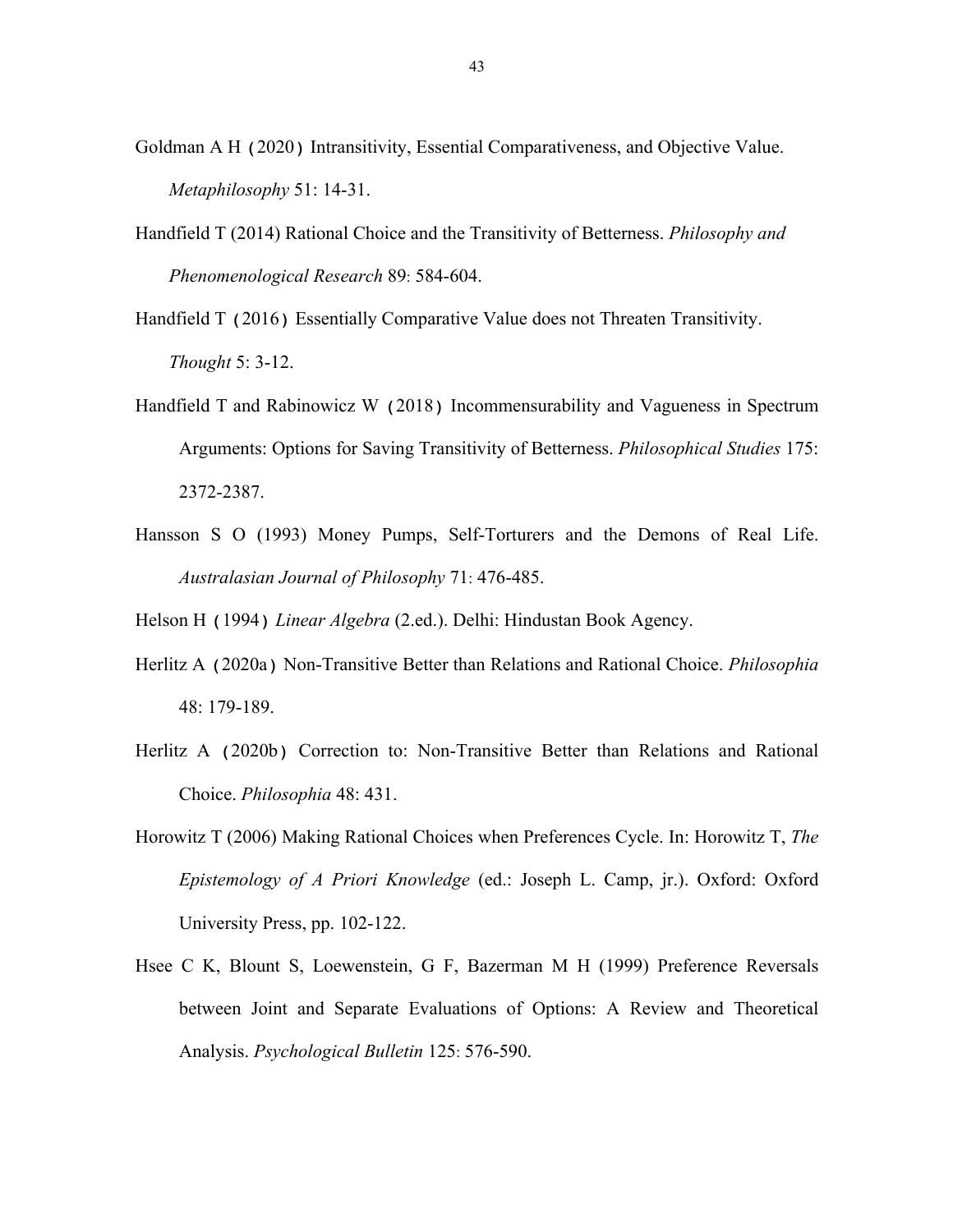Goldman A H（2020）Intransitivity, Essential Comparativeness, and Objective Value. *Metaphilosophy* 51: 14-31.

Handfield T (2014) Rational Choice and the Transitivity of Betterness. *Philosophy and Phenomenological Research* 89: 584-604.

Handfield T（2016）Essentially Comparative Value does not Threaten Transitivity. *Thought* 5: 3-12.

Handfield T and Rabinowicz W（2018）Incommensurability and Vagueness in Spectrum Arguments: Options for Saving Transitivity of Betterness. *Philosophical Studies* 175: 2372-2387.

Hansson S O (1993) Money Pumps, Self-Torturers and the Demons of Real Life. *Australasian Journal of Philosophy* 71: 476-485.

Helson H（1994）*Linear Algebra* (2.ed.). Delhi: Hindustan Book Agency.

Herlitz A（2020a）Non-Transitive Better than Relations and Rational Choice. *Philosophia* 48: 179-189.

Herlitz A（2020b）Correction to: Non-Transitive Better than Relations and Rational Choice. *Philosophia* 48: 431.

Horowitz T (2006) Making Rational Choices when Preferences Cycle. In: Horowitz T, *The Epistemology of A Priori Knowledge* (ed.: Joseph L. Camp, jr.). Oxford: Oxford University Press, pp. 102-122.

Hsee C K, Blount S, Loewenstein, G F, Bazerman M H (1999) Preference Reversals between Joint and Separate Evaluations of Options: A Review and Theoretical Analysis. *Psychological Bulletin* 125: 576-590.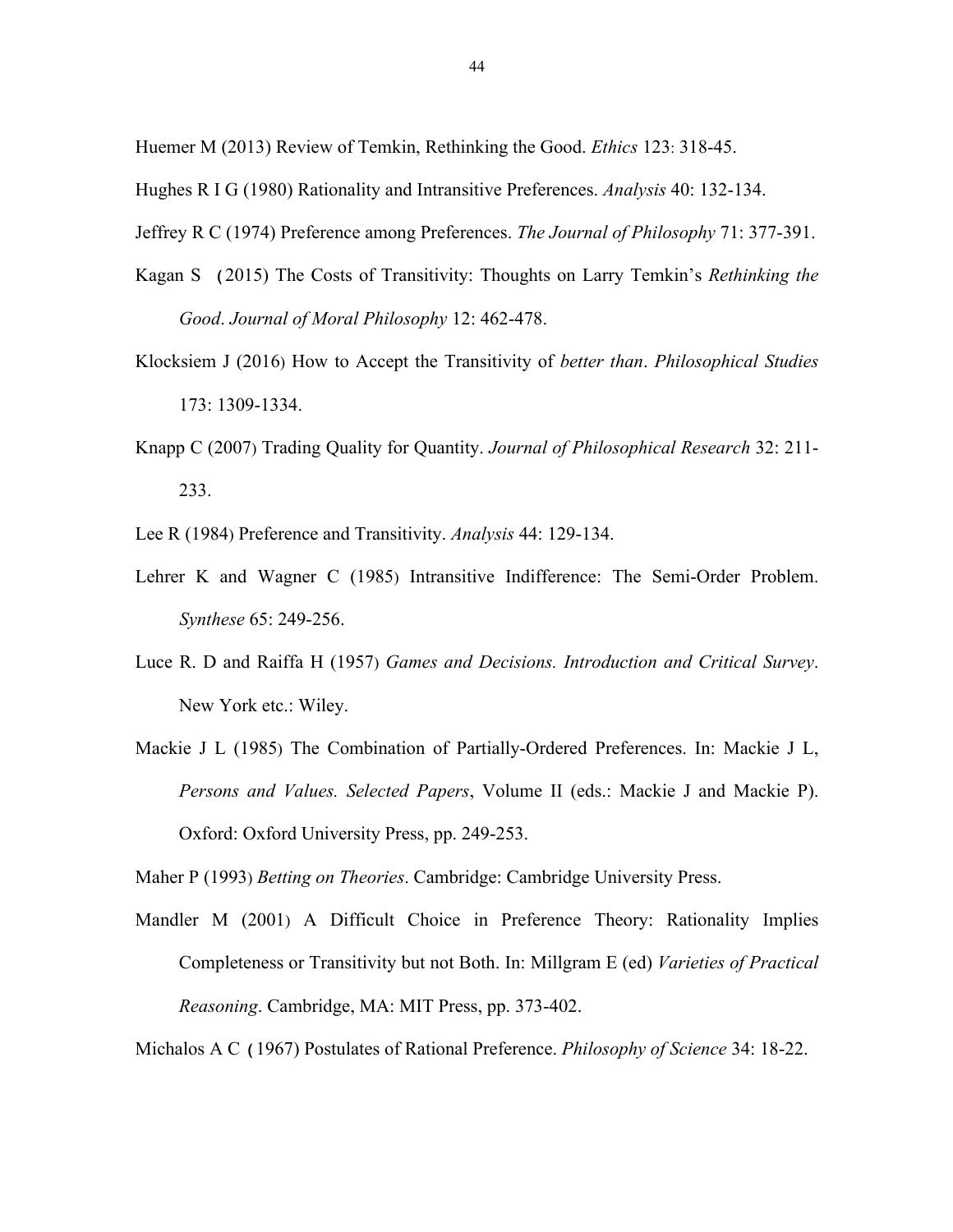Huemer M (2013) Review of Temkin, Rethinking the Good. *Ethics* 123: 318-45.

Hughes R I G (1980) Rationality and Intransitive Preferences. *Analysis* 40: 132-134.

Jeffrey R C (1974) Preference among Preferences. *The Journal of Philosophy* 71: 377-391.

Kagan S (2015) The Costs of Transitivity: Thoughts on Larry Temkin's *Rethinking the Good*. *Journal of Moral Philosophy* 12: 462-478.

Klocksiem J (2016) How to Accept the Transitivity of *better than*. *Philosophical Studies* 173: 1309-1334.

Knapp C (2007) Trading Quality for Quantity. *Journal of Philosophical Research* 32: 211-233.

Lee R (1984) Preference and Transitivity. *Analysis* 44: 129-134.

Lehrer K and Wagner C (1985) Intransitive Indifference: The Semi-Order Problem. *Synthese* 65: 249-256.

Luce R. D and Raiffa H (1957) *Games and Decisions. Introduction and Critical Survey*. New York etc.: Wiley.

Mackie J L (1985) The Combination of Partially-Ordered Preferences. In: Mackie J L, *Persons and Values. Selected Papers*, Volume II (eds.: Mackie J and Mackie P). Oxford: Oxford University Press, pp. 249-253.

Maher P (1993) *Betting on Theories*. Cambridge: Cambridge University Press.

Mandler M (2001) A Difficult Choice in Preference Theory: Rationality Implies Completeness or Transitivity but not Both. In: Millgram E (ed) *Varieties of Practical Reasoning*. Cambridge, MA: MIT Press, pp. 373-402.

Michalos A C (1967) Postulates of Rational Preference. *Philosophy of Science* 34: 18-22.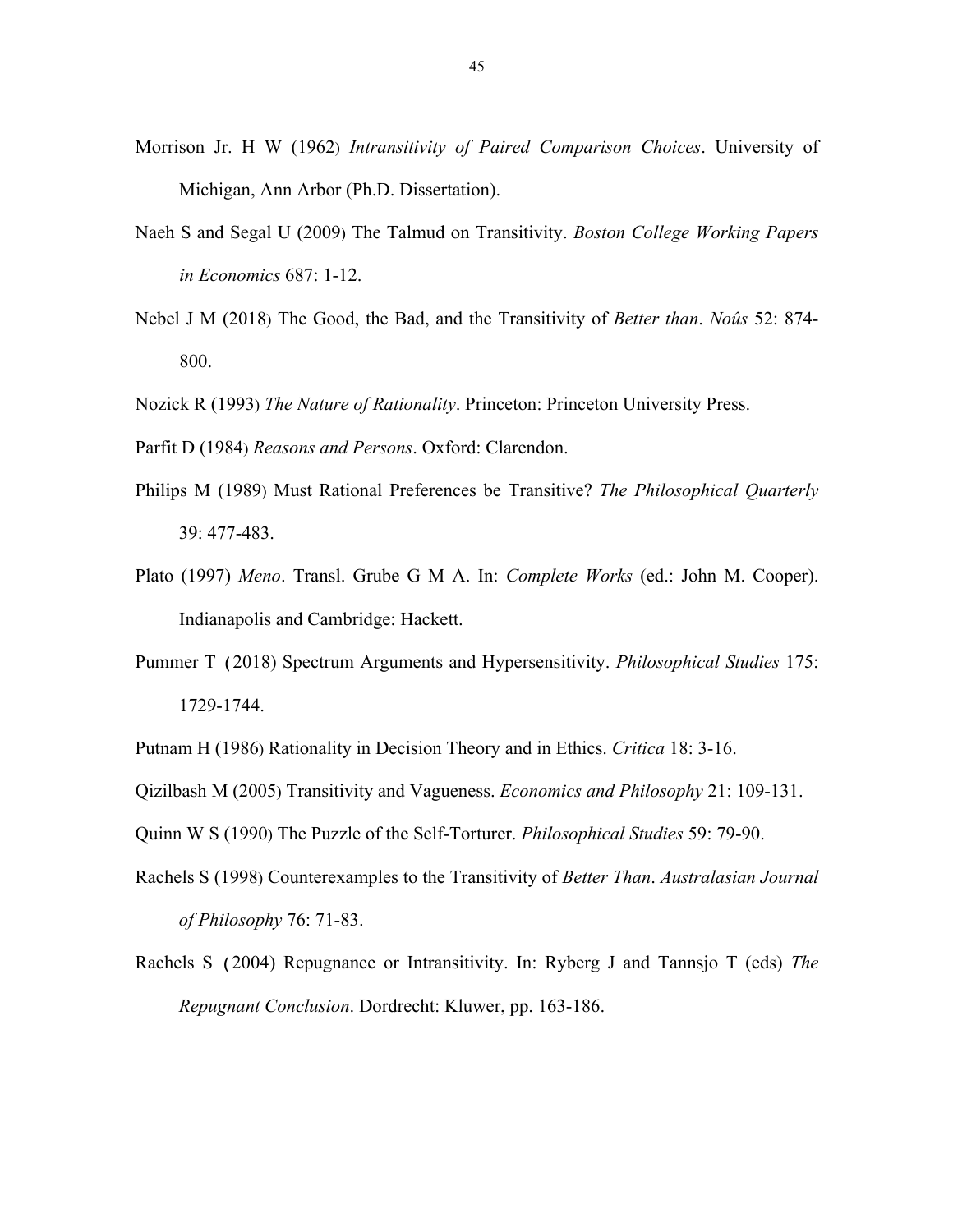Morrison Jr. H W (1962) *Intransitivity of Paired Comparison Choices*. University of Michigan, Ann Arbor (Ph.D. Dissertation).

Naeh S and Segal U (2009) The Talmud on Transitivity. *Boston College Working Papers in Economics* 687: 1-12.

Nebel J M (2018) The Good, the Bad, and the Transitivity of *Better than*. *Noûs* 52: 874-800.

Nozick R (1993) *The Nature of Rationality*. Princeton: Princeton University Press.

Parfit D (1984) *Reasons and Persons*. Oxford: Clarendon.

Philips M (1989) Must Rational Preferences be Transitive? *The Philosophical Quarterly* 39: 477-483.

Plato (1997) *Meno*. Transl. Grube G M A. In: *Complete Works* (ed.: John M. Cooper). Indianapolis and Cambridge: Hackett.

Pummer T (2018) Spectrum Arguments and Hypersensitivity. *Philosophical Studies* 175: 1729-1744.

Putnam H (1986) Rationality in Decision Theory and in Ethics. *Critica* 18: 3-16.

Qizilbash M (2005) Transitivity and Vagueness. *Economics and Philosophy* 21: 109-131.

Quinn W S (1990) The Puzzle of the Self-Torturer. *Philosophical Studies* 59: 79-90.

Rachels S (1998) Counterexamples to the Transitivity of *Better Than*. *Australasian Journal of Philosophy* 76: 71-83.

Rachels S (2004) Repugnance or Intransitivity. In: Ryberg J and Tannsjo T (eds) *The Repugnant Conclusion*. Dordrecht: Kluwer, pp. 163-186.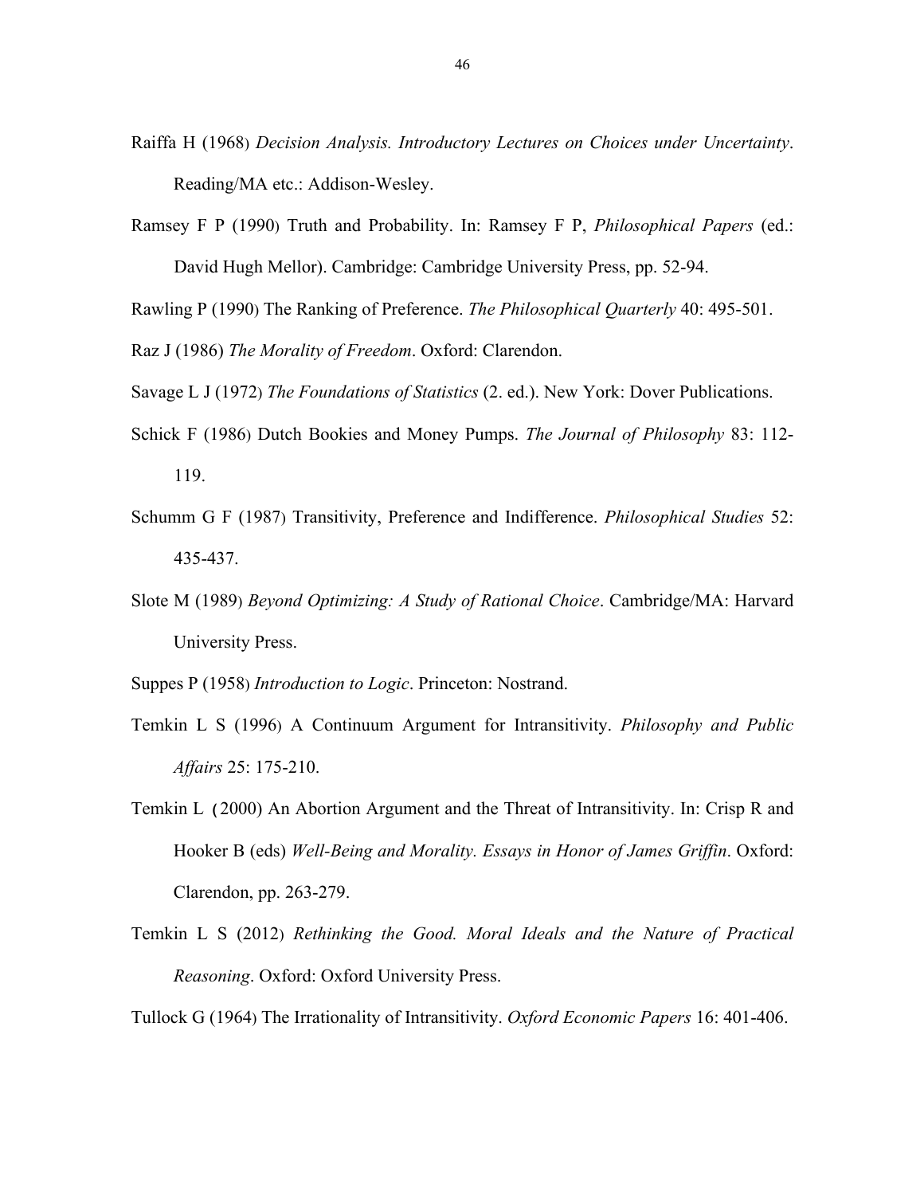Raiffa H (1968) *Decision Analysis. Introductory Lectures on Choices under Uncertainty*. Reading/MA etc.: Addison-Wesley.

Ramsey F P (1990) Truth and Probability. In: Ramsey F P, *Philosophical Papers* (ed.: David Hugh Mellor). Cambridge: Cambridge University Press, pp. 52-94.

Rawling P (1990) The Ranking of Preference. *The Philosophical Quarterly* 40: 495-501.

Raz J (1986) *The Morality of Freedom*. Oxford: Clarendon.

Savage L J (1972) *The Foundations of Statistics* (2. ed.). New York: Dover Publications.

Schick F (1986) Dutch Bookies and Money Pumps. *The Journal of Philosophy* 83: 112-119.

Schumm G F (1987) Transitivity, Preference and Indifference. *Philosophical Studies* 52: 435-437.

Slote M (1989) *Beyond Optimizing: A Study of Rational Choice*. Cambridge/MA: Harvard University Press.

Suppes P (1958) *Introduction to Logic*. Princeton: Nostrand.

Temkin L S (1996) A Continuum Argument for Intransitivity. *Philosophy and Public Affairs* 25: 175-210.

Temkin L (2000) An Abortion Argument and the Threat of Intransitivity. In: Crisp R and Hooker B (eds) *Well-Being and Morality. Essays in Honor of James Griffin*. Oxford: Clarendon, pp. 263-279.

Temkin L S (2012) *Rethinking the Good. Moral Ideals and the Nature of Practical Reasoning*. Oxford: Oxford University Press.

Tullock G (1964) The Irrationality of Intransitivity. *Oxford Economic Papers* 16: 401-406.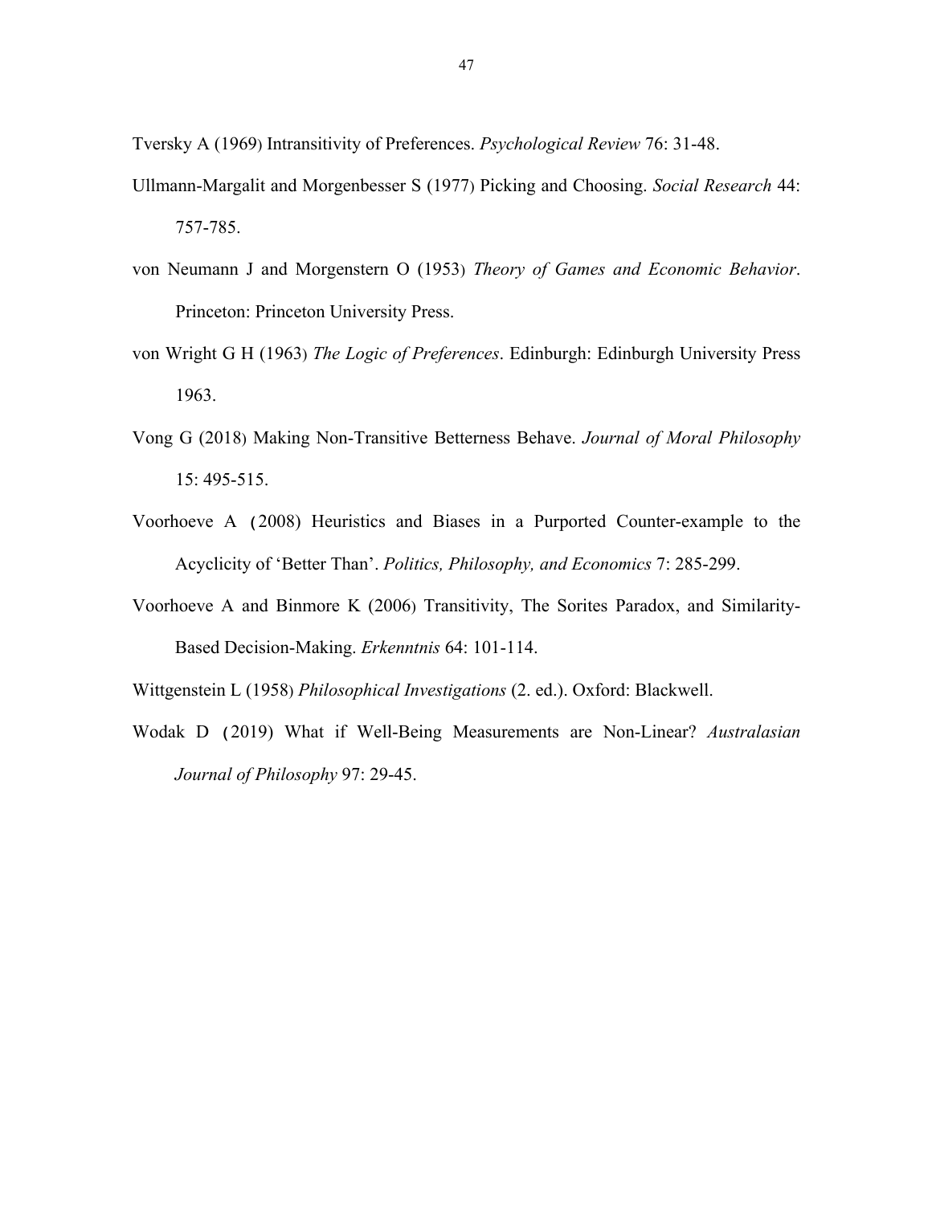Tversky A (1969) Intransitivity of Preferences. *Psychological Review* 76: 31-48.

Ullmann-Margalit and Morgenbesser S (1977) Picking and Choosing. *Social Research* 44: 757-785.

von Neumann J and Morgenstern O (1953) *Theory of Games and Economic Behavior*. Princeton: Princeton University Press.

von Wright G H (1963) *The Logic of Preferences*. Edinburgh: Edinburgh University Press 1963.

Vong G (2018) Making Non-Transitive Betterness Behave. *Journal of Moral Philosophy* 15: 495-515.

Voorhoeve A (2008) Heuristics and Biases in a Purported Counter-example to the Acyclicity of 'Better Than'. *Politics, Philosophy, and Economics* 7: 285-299.

Voorhoeve A and Binmore K (2006) Transitivity, The Sorites Paradox, and Similarity-Based Decision-Making. *Erkenntnis* 64: 101-114.

Wittgenstein L (1958) *Philosophical Investigations* (2. ed.). Oxford: Blackwell.

Wodak D (2019) What if Well-Being Measurements are Non-Linear? *Australasian Journal of Philosophy* 97: 29-45.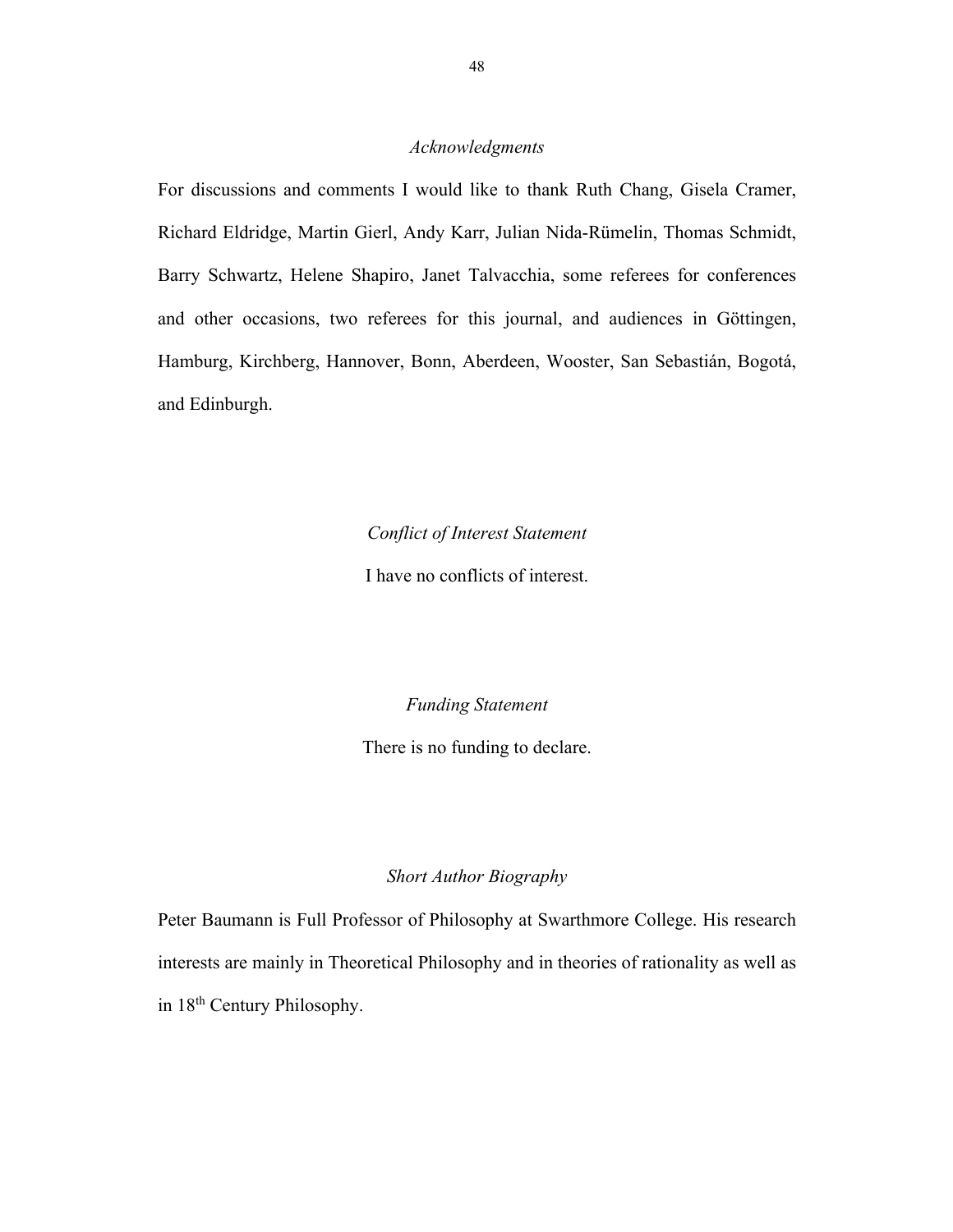*Acknowledgments*

For discussions and comments I would like to thank Ruth Chang, Gisela Cramer, Richard Eldridge, Martin Gierl, Andy Karr, Julian Nida-Rümelin, Thomas Schmidt, Barry Schwartz, Helene Shapiro, Janet Talvacchia, some referees for conferences and other occasions, two referees for this journal, and audiences in Göttingen, Hamburg, Kirchberg, Hannover, Bonn, Aberdeen, Wooster, San Sebastián, Bogotá, and Edinburgh.

*Conflict of Interest Statement*

I have no conflicts of interest.

*Funding Statement*

There is no funding to declare.

*Short Author Biography*

Peter Baumann is Full Professor of Philosophy at Swarthmore College. His research interests are mainly in Theoretical Philosophy and in theories of rationality as well as in 18th Century Philosophy.